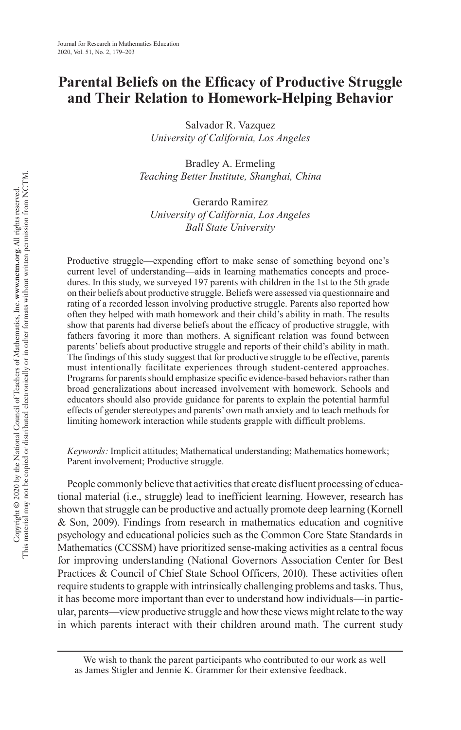# Parental Beliefs on the Efficacy of Productive Struggle and Their Relation to Homework-Helping Behavior

Salvador R. Vazquez
*University of California, Los Angeles*

Bradley A. Ermeling
*Teaching Better Institute, Shanghai, China*

Gerardo Ramirez
*University of California, Los Angeles*
*Ball State University*

Productive struggle—expending effort to make sense of something beyond one's current level of understanding—aids in learning mathematics concepts and procedures. In this study, we surveyed 197 parents with children in the 1st to the 5th grade on their beliefs about productive struggle. Beliefs were assessed via questionnaire and rating of a recorded lesson involving productive struggle. Parents also reported how often they helped with math homework and their child's ability in math. The results show that parents had diverse beliefs about the efficacy of productive struggle, with fathers favoring it more than mothers. A significant relation was found between parents' beliefs about productive struggle and reports of their child's ability in math. The findings of this study suggest that for productive struggle to be effective, parents must intentionally facilitate experiences through student-centered approaches. Programs for parents should emphasize specific evidence-based behaviors rather than broad generalizations about increased involvement with homework. Schools and educators should also provide guidance for parents to explain the potential harmful effects of gender stereotypes and parents' own math anxiety and to teach methods for limiting homework interaction while students grapple with difficult problems.

*Keywords:* Implicit attitudes; Mathematical understanding; Mathematics homework; Parent involvement; Productive struggle.

People commonly believe that activities that create disfluent processing of educational material (i.e., struggle) lead to inefficient learning. However, research has shown that struggle can be productive and actually promote deep learning (Kornell & Son, 2009). Findings from research in mathematics education and cognitive psychology and educational policies such as the Common Core State Standards in Mathematics (CCSSM) have prioritized sense-making activities as a central focus for improving understanding (National Governors Association Center for Best Practices & Council of Chief State School Officers, 2010). These activities often require students to grapple with intrinsically challenging problems and tasks. Thus, it has become more important than ever to understand how individuals—in particular, parents—view productive struggle and how these views might relate to the way in which parents interact with their children around math. The current study

We wish to thank the parent participants who contributed to our work as well as James Stigler and Jennie K. Grammer for their extensive feedback.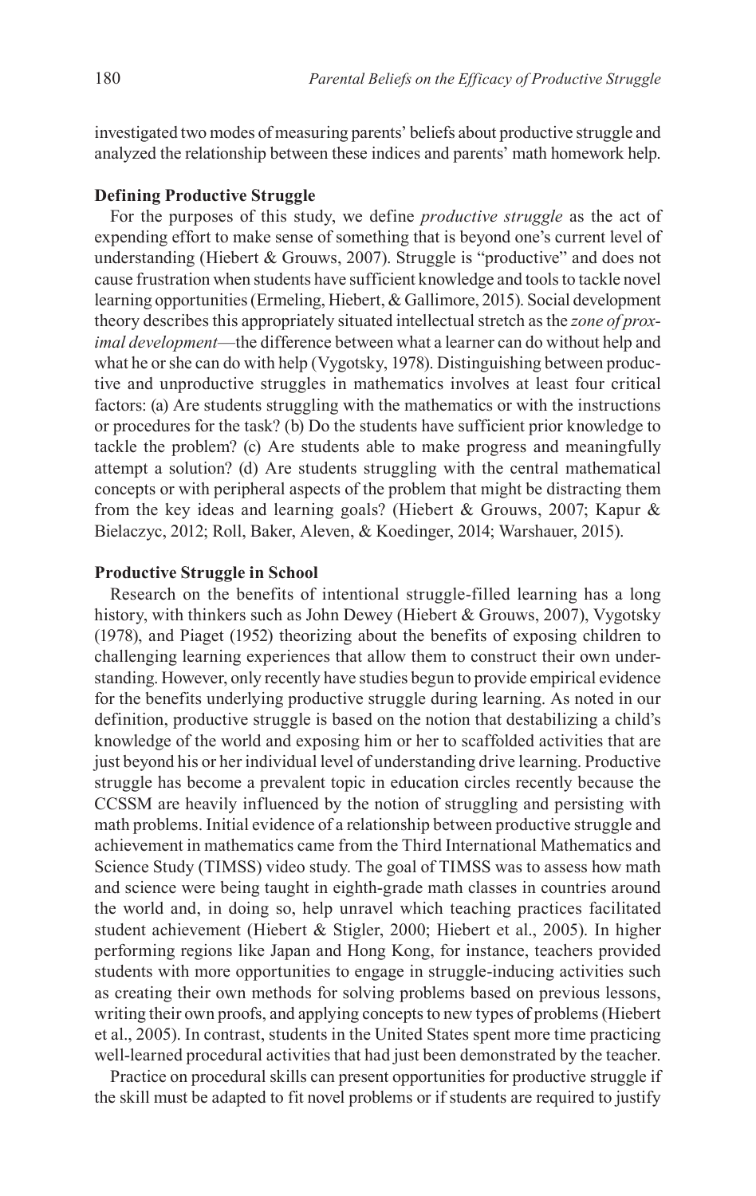investigated two modes of measuring parents' beliefs about productive struggle and analyzed the relationship between these indices and parents' math homework help.

## Defining Productive Struggle

For the purposes of this study, we define *productive struggle* as the act of expending effort to make sense of something that is beyond one's current level of understanding (Hiebert & Grouws, 2007). Struggle is "productive" and does not cause frustration when students have sufficient knowledge and tools to tackle novel learning opportunities (Ermeling, Hiebert, & Gallimore, 2015). Social development theory describes this appropriately situated intellectual stretch as the *zone of proximal development*—the difference between what a learner can do without help and what he or she can do with help (Vygotsky, 1978). Distinguishing between productive and unproductive struggles in mathematics involves at least four critical factors: (a) Are students struggling with the mathematics or with the instructions or procedures for the task? (b) Do the students have sufficient prior knowledge to tackle the problem? (c) Are students able to make progress and meaningfully attempt a solution? (d) Are students struggling with the central mathematical concepts or with peripheral aspects of the problem that might be distracting them from the key ideas and learning goals? (Hiebert & Grouws, 2007; Kapur & Bielaczyc, 2012; Roll, Baker, Aleven, & Koedinger, 2014; Warshauer, 2015).

## Productive Struggle in School

Research on the benefits of intentional struggle-filled learning has a long history, with thinkers such as John Dewey (Hiebert & Grouws, 2007), Vygotsky (1978), and Piaget (1952) theorizing about the benefits of exposing children to challenging learning experiences that allow them to construct their own understanding. However, only recently have studies begun to provide empirical evidence for the benefits underlying productive struggle during learning. As noted in our definition, productive struggle is based on the notion that destabilizing a child's knowledge of the world and exposing him or her to scaffolded activities that are just beyond his or her individual level of understanding drive learning. Productive struggle has become a prevalent topic in education circles recently because the CCSSM are heavily influenced by the notion of struggling and persisting with math problems. Initial evidence of a relationship between productive struggle and achievement in mathematics came from the Third International Mathematics and Science Study (TIMSS) video study. The goal of TIMSS was to assess how math and science were being taught in eighth-grade math classes in countries around the world and, in doing so, help unravel which teaching practices facilitated student achievement (Hiebert & Stigler, 2000; Hiebert et al., 2005). In higher performing regions like Japan and Hong Kong, for instance, teachers provided students with more opportunities to engage in struggle-inducing activities such as creating their own methods for solving problems based on previous lessons, writing their own proofs, and applying concepts to new types of problems (Hiebert et al., 2005). In contrast, students in the United States spent more time practicing well-learned procedural activities that had just been demonstrated by the teacher.

Practice on procedural skills can present opportunities for productive struggle if the skill must be adapted to fit novel problems or if students are required to justify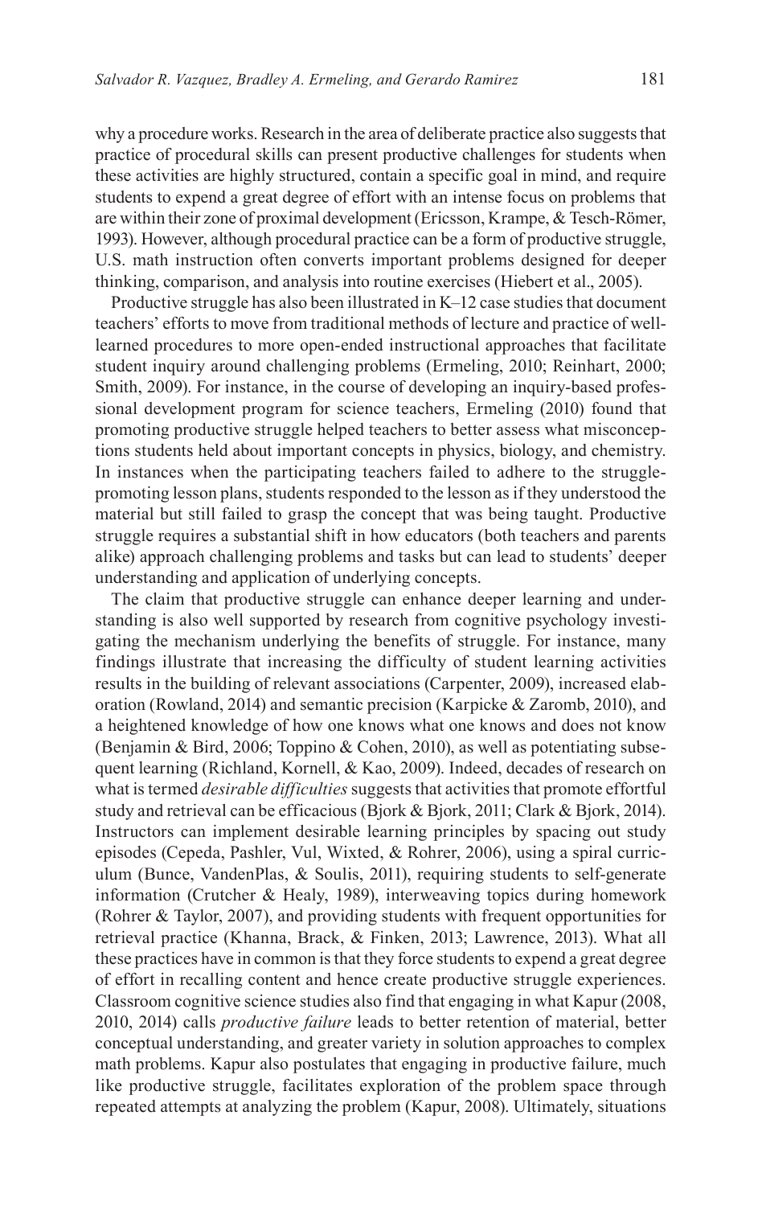why a procedure works. Research in the area of deliberate practice also suggests that practice of procedural skills can present productive challenges for students when these activities are highly structured, contain a specific goal in mind, and require students to expend a great degree of effort with an intense focus on problems that are within their zone of proximal development (Ericsson, Krampe, & Tesch-Römer, 1993). However, although procedural practice can be a form of productive struggle, U.S. math instruction often converts important problems designed for deeper thinking, comparison, and analysis into routine exercises (Hiebert et al., 2005).

Productive struggle has also been illustrated in K–12 case studies that document teachers' efforts to move from traditional methods of lecture and practice of well-learned procedures to more open-ended instructional approaches that facilitate student inquiry around challenging problems (Ermeling, 2010; Reinhart, 2000; Smith, 2009). For instance, in the course of developing an inquiry-based professional development program for science teachers, Ermeling (2010) found that promoting productive struggle helped teachers to better assess what misconceptions students held about important concepts in physics, biology, and chemistry. In instances when the participating teachers failed to adhere to the struggle-promoting lesson plans, students responded to the lesson as if they understood the material but still failed to grasp the concept that was being taught. Productive struggle requires a substantial shift in how educators (both teachers and parents alike) approach challenging problems and tasks but can lead to students' deeper understanding and application of underlying concepts.

The claim that productive struggle can enhance deeper learning and understanding is also well supported by research from cognitive psychology investigating the mechanism underlying the benefits of struggle. For instance, many findings illustrate that increasing the difficulty of student learning activities results in the building of relevant associations (Carpenter, 2009), increased elaboration (Rowland, 2014) and semantic precision (Karpicke & Zaromb, 2010), and a heightened knowledge of how one knows what one knows and does not know (Benjamin & Bird, 2006; Toppino & Cohen, 2010), as well as potentiating subsequent learning (Richland, Kornell, & Kao, 2009). Indeed, decades of research on what is termed *desirable difficulties* suggests that activities that promote effortful study and retrieval can be efficacious (Bjork & Bjork, 2011; Clark & Bjork, 2014). Instructors can implement desirable learning principles by spacing out study episodes (Cepeda, Pashler, Vul, Wixted, & Rohrer, 2006), using a spiral curriculum (Bunce, VandenPlas, & Soulis, 2011), requiring students to self-generate information (Crutcher & Healy, 1989), interweaving topics during homework (Rohrer & Taylor, 2007), and providing students with frequent opportunities for retrieval practice (Khanna, Brack, & Finken, 2013; Lawrence, 2013). What all these practices have in common is that they force students to expend a great degree of effort in recalling content and hence create productive struggle experiences. Classroom cognitive science studies also find that engaging in what Kapur (2008, 2010, 2014) calls *productive failure* leads to better retention of material, better conceptual understanding, and greater variety in solution approaches to complex math problems. Kapur also postulates that engaging in productive failure, much like productive struggle, facilitates exploration of the problem space through repeated attempts at analyzing the problem (Kapur, 2008). Ultimately, situations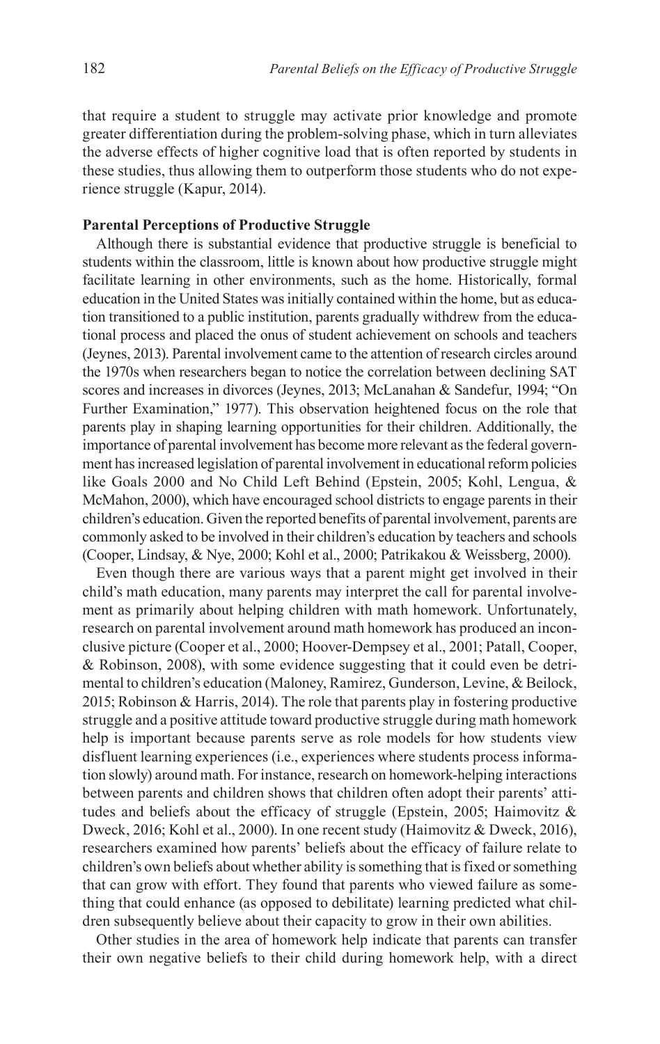that require a student to struggle may activate prior knowledge and promote greater differentiation during the problem-solving phase, which in turn alleviates the adverse effects of higher cognitive load that is often reported by students in these studies, thus allowing them to outperform those students who do not experience struggle (Kapur, 2014).

**Parental Perceptions of Productive Struggle**

Although there is substantial evidence that productive struggle is beneficial to students within the classroom, little is known about how productive struggle might facilitate learning in other environments, such as the home. Historically, formal education in the United States was initially contained within the home, but as education transitioned to a public institution, parents gradually withdrew from the educational process and placed the onus of student achievement on schools and teachers (Jeynes, 2013). Parental involvement came to the attention of research circles around the 1970s when researchers began to notice the correlation between declining SAT scores and increases in divorces (Jeynes, 2013; McLanahan & Sandefur, 1994; "On Further Examination," 1977). This observation heightened focus on the role that parents play in shaping learning opportunities for their children. Additionally, the importance of parental involvement has become more relevant as the federal government has increased legislation of parental involvement in educational reform policies like Goals 2000 and No Child Left Behind (Epstein, 2005; Kohl, Lengua, & McMahon, 2000), which have encouraged school districts to engage parents in their children's education. Given the reported benefits of parental involvement, parents are commonly asked to be involved in their children's education by teachers and schools (Cooper, Lindsay, & Nye, 2000; Kohl et al., 2000; Patrikakou & Weissberg, 2000).

Even though there are various ways that a parent might get involved in their child's math education, many parents may interpret the call for parental involvement as primarily about helping children with math homework. Unfortunately, research on parental involvement around math homework has produced an inconclusive picture (Cooper et al., 2000; Hoover-Dempsey et al., 2001; Patall, Cooper, & Robinson, 2008), with some evidence suggesting that it could even be detrimental to children's education (Maloney, Ramirez, Gunderson, Levine, & Beilock, 2015; Robinson & Harris, 2014). The role that parents play in fostering productive struggle and a positive attitude toward productive struggle during math homework help is important because parents serve as role models for how students view disfluent learning experiences (i.e., experiences where students process information slowly) around math. For instance, research on homework-helping interactions between parents and children shows that children often adopt their parents' attitudes and beliefs about the efficacy of struggle (Epstein, 2005; Haimovitz & Dweck, 2016; Kohl et al., 2000). In one recent study (Haimovitz & Dweck, 2016), researchers examined how parents' beliefs about the efficacy of failure relate to children's own beliefs about whether ability is something that is fixed or something that can grow with effort. They found that parents who viewed failure as something that could enhance (as opposed to debilitate) learning predicted what children subsequently believe about their capacity to grow in their own abilities.

Other studies in the area of homework help indicate that parents can transfer their own negative beliefs to their child during homework help, with a direct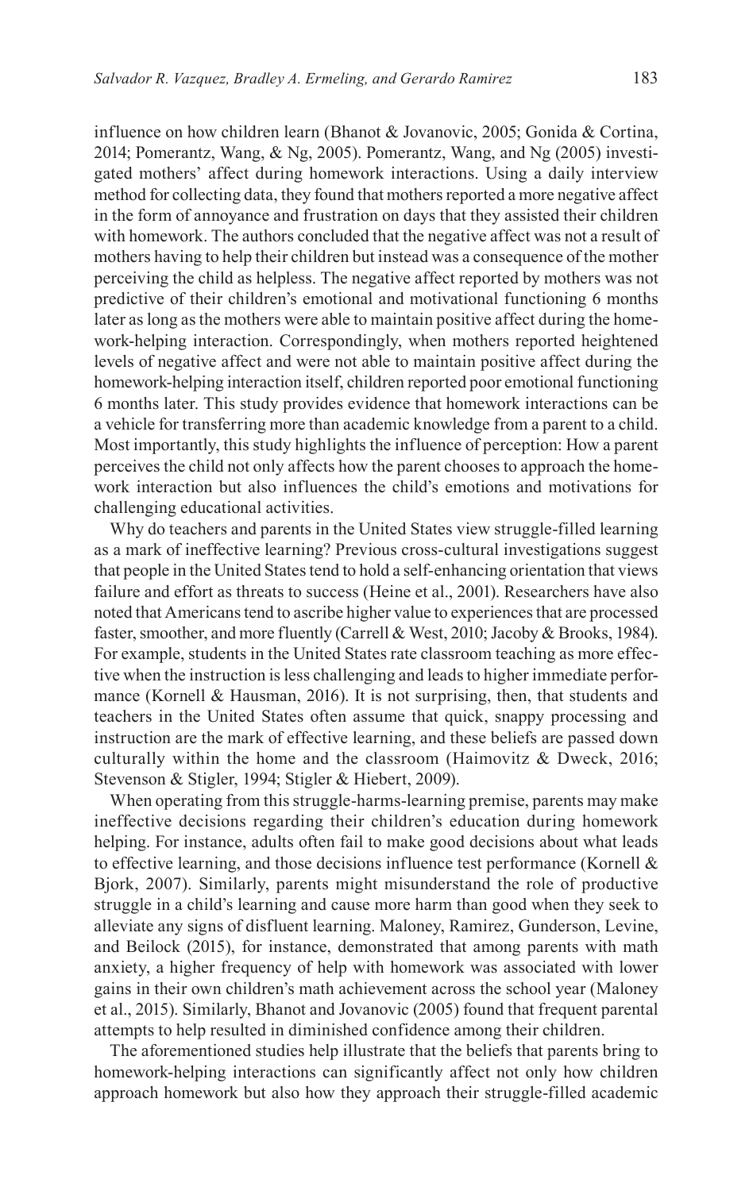influence on how children learn (Bhanot & Jovanovic, 2005; Gonida & Cortina, 2014; Pomerantz, Wang, & Ng, 2005). Pomerantz, Wang, and Ng (2005) investigated mothers' affect during homework interactions. Using a daily interview method for collecting data, they found that mothers reported a more negative affect in the form of annoyance and frustration on days that they assisted their children with homework. The authors concluded that the negative affect was not a result of mothers having to help their children but instead was a consequence of the mother perceiving the child as helpless. The negative affect reported by mothers was not predictive of their children's emotional and motivational functioning 6 months later as long as the mothers were able to maintain positive affect during the homework-helping interaction. Correspondingly, when mothers reported heightened levels of negative affect and were not able to maintain positive affect during the homework-helping interaction itself, children reported poor emotional functioning 6 months later. This study provides evidence that homework interactions can be a vehicle for transferring more than academic knowledge from a parent to a child. Most importantly, this study highlights the influence of perception: How a parent perceives the child not only affects how the parent chooses to approach the homework interaction but also influences the child's emotions and motivations for challenging educational activities.

Why do teachers and parents in the United States view struggle-filled learning as a mark of ineffective learning? Previous cross-cultural investigations suggest that people in the United States tend to hold a self-enhancing orientation that views failure and effort as threats to success (Heine et al., 2001). Researchers have also noted that Americans tend to ascribe higher value to experiences that are processed faster, smoother, and more fluently (Carrell & West, 2010; Jacoby & Brooks, 1984). For example, students in the United States rate classroom teaching as more effective when the instruction is less challenging and leads to higher immediate performance (Kornell & Hausman, 2016). It is not surprising, then, that students and teachers in the United States often assume that quick, snappy processing and instruction are the mark of effective learning, and these beliefs are passed down culturally within the home and the classroom (Haimovitz & Dweck, 2016; Stevenson & Stigler, 1994; Stigler & Hiebert, 2009).

When operating from this struggle-harms-learning premise, parents may make ineffective decisions regarding their children's education during homework helping. For instance, adults often fail to make good decisions about what leads to effective learning, and those decisions influence test performance (Kornell & Bjork, 2007). Similarly, parents might misunderstand the role of productive struggle in a child's learning and cause more harm than good when they seek to alleviate any signs of disfluent learning. Maloney, Ramirez, Gunderson, Levine, and Beilock (2015), for instance, demonstrated that among parents with math anxiety, a higher frequency of help with homework was associated with lower gains in their own children's math achievement across the school year (Maloney et al., 2015). Similarly, Bhanot and Jovanovic (2005) found that frequent parental attempts to help resulted in diminished confidence among their children.

The aforementioned studies help illustrate that the beliefs that parents bring to homework-helping interactions can significantly affect not only how children approach homework but also how they approach their struggle-filled academic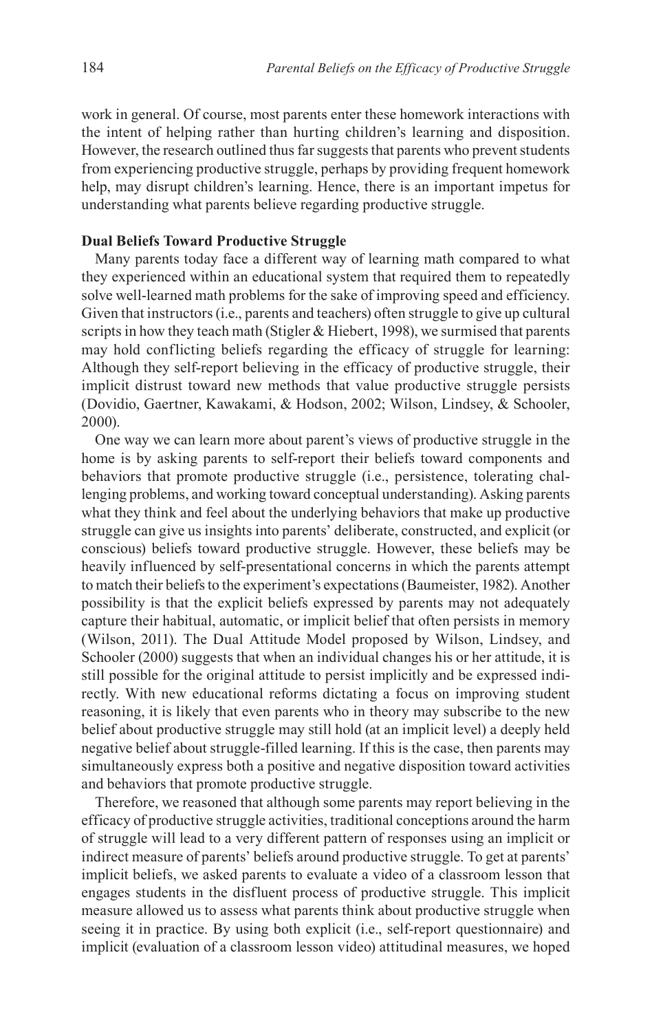work in general. Of course, most parents enter these homework interactions with the intent of helping rather than hurting children's learning and disposition. However, the research outlined thus far suggests that parents who prevent students from experiencing productive struggle, perhaps by providing frequent homework help, may disrupt children's learning. Hence, there is an important impetus for understanding what parents believe regarding productive struggle.

**Dual Beliefs Toward Productive Struggle**

Many parents today face a different way of learning math compared to what they experienced within an educational system that required them to repeatedly solve well-learned math problems for the sake of improving speed and efficiency. Given that instructors (i.e., parents and teachers) often struggle to give up cultural scripts in how they teach math (Stigler & Hiebert, 1998), we surmised that parents may hold conflicting beliefs regarding the efficacy of struggle for learning: Although they self-report believing in the efficacy of productive struggle, their implicit distrust toward new methods that value productive struggle persists (Dovidio, Gaertner, Kawakami, & Hodson, 2002; Wilson, Lindsey, & Schooler, 2000).

One way we can learn more about parent's views of productive struggle in the home is by asking parents to self-report their beliefs toward components and behaviors that promote productive struggle (i.e., persistence, tolerating challenging problems, and working toward conceptual understanding). Asking parents what they think and feel about the underlying behaviors that make up productive struggle can give us insights into parents' deliberate, constructed, and explicit (or conscious) beliefs toward productive struggle. However, these beliefs may be heavily influenced by self-presentational concerns in which the parents attempt to match their beliefs to the experiment's expectations (Baumeister, 1982). Another possibility is that the explicit beliefs expressed by parents may not adequately capture their habitual, automatic, or implicit belief that often persists in memory (Wilson, 2011). The Dual Attitude Model proposed by Wilson, Lindsey, and Schooler (2000) suggests that when an individual changes his or her attitude, it is still possible for the original attitude to persist implicitly and be expressed indirectly. With new educational reforms dictating a focus on improving student reasoning, it is likely that even parents who in theory may subscribe to the new belief about productive struggle may still hold (at an implicit level) a deeply held negative belief about struggle-filled learning. If this is the case, then parents may simultaneously express both a positive and negative disposition toward activities and behaviors that promote productive struggle.

Therefore, we reasoned that although some parents may report believing in the efficacy of productive struggle activities, traditional conceptions around the harm of struggle will lead to a very different pattern of responses using an implicit or indirect measure of parents' beliefs around productive struggle. To get at parents' implicit beliefs, we asked parents to evaluate a video of a classroom lesson that engages students in the disfluent process of productive struggle. This implicit measure allowed us to assess what parents think about productive struggle when seeing it in practice. By using both explicit (i.e., self-report questionnaire) and implicit (evaluation of a classroom lesson video) attitudinal measures, we hoped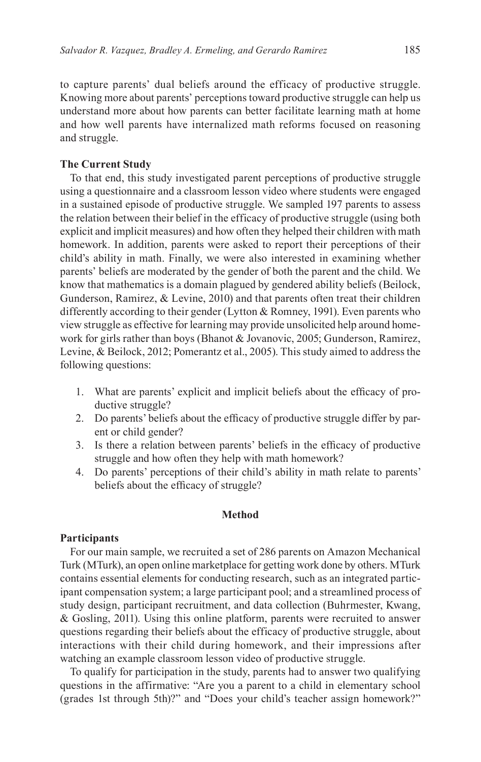to capture parents' dual beliefs around the efficacy of productive struggle. Knowing more about parents' perceptions toward productive struggle can help us understand more about how parents can better facilitate learning math at home and how well parents have internalized math reforms focused on reasoning and struggle.

### The Current Study

To that end, this study investigated parent perceptions of productive struggle using a questionnaire and a classroom lesson video where students were engaged in a sustained episode of productive struggle. We sampled 197 parents to assess the relation between their belief in the efficacy of productive struggle (using both explicit and implicit measures) and how often they helped their children with math homework. In addition, parents were asked to report their perceptions of their child's ability in math. Finally, we were also interested in examining whether parents' beliefs are moderated by the gender of both the parent and the child. We know that mathematics is a domain plagued by gendered ability beliefs (Beilock, Gunderson, Ramirez, & Levine, 2010) and that parents often treat their children differently according to their gender (Lytton & Romney, 1991). Even parents who view struggle as effective for learning may provide unsolicited help around homework for girls rather than boys (Bhanot & Jovanovic, 2005; Gunderson, Ramirez, Levine, & Beilock, 2012; Pomerantz et al., 2005). This study aimed to address the following questions:

1. What are parents' explicit and implicit beliefs about the efficacy of productive struggle?
2. Do parents' beliefs about the efficacy of productive struggle differ by parent or child gender?
3. Is there a relation between parents' beliefs in the efficacy of productive struggle and how often they help with math homework?
4. Do parents' perceptions of their child's ability in math relate to parents' beliefs about the efficacy of struggle?

## Method

### Participants

For our main sample, we recruited a set of 286 parents on Amazon Mechanical Turk (MTurk), an open online marketplace for getting work done by others. MTurk contains essential elements for conducting research, such as an integrated participant compensation system; a large participant pool; and a streamlined process of study design, participant recruitment, and data collection (Buhrmester, Kwang, & Gosling, 2011). Using this online platform, parents were recruited to answer questions regarding their beliefs about the efficacy of productive struggle, about interactions with their child during homework, and their impressions after watching an example classroom lesson video of productive struggle.

To qualify for participation in the study, parents had to answer two qualifying questions in the affirmative: "Are you a parent to a child in elementary school (grades 1st through 5th)?" and "Does your child's teacher assign homework?"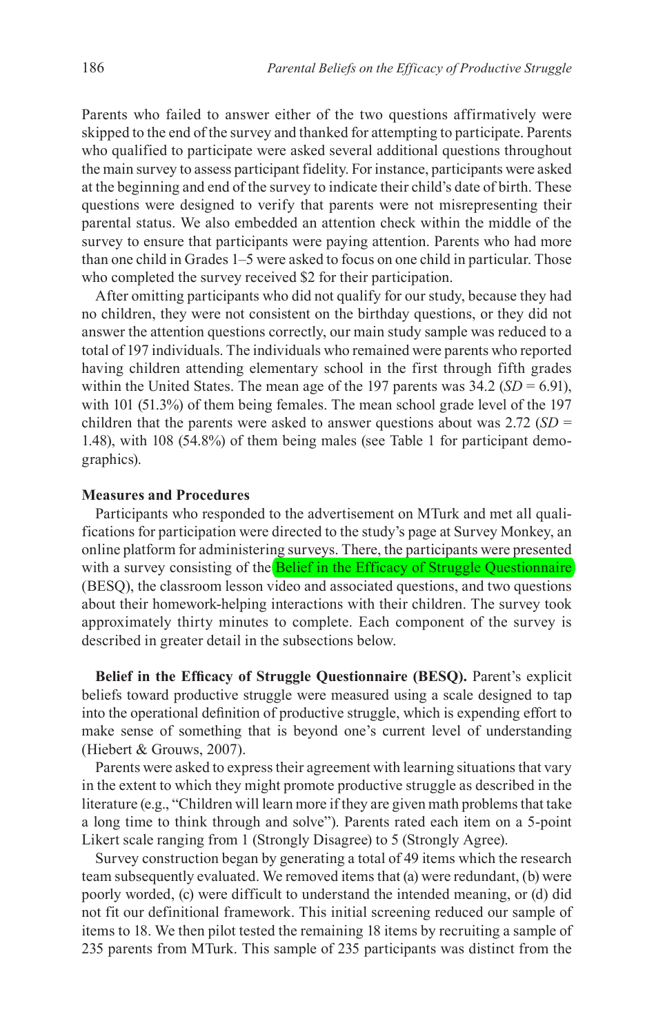Parents who failed to answer either of the two questions affirmatively were skipped to the end of the survey and thanked for attempting to participate. Parents who qualified to participate were asked several additional questions throughout the main survey to assess participant fidelity. For instance, participants were asked at the beginning and end of the survey to indicate their child's date of birth. These questions were designed to verify that parents were not misrepresenting their parental status. We also embedded an attention check within the middle of the survey to ensure that participants were paying attention. Parents who had more than one child in Grades 1–5 were asked to focus on one child in particular. Those who completed the survey received $2 for their participation.

After omitting participants who did not qualify for our study, because they had no children, they were not consistent on the birthday questions, or they did not answer the attention questions correctly, our main study sample was reduced to a total of 197 individuals. The individuals who remained were parents who reported having children attending elementary school in the first through fifth grades within the United States. The mean age of the 197 parents was 34.2 ($SD$ = 6.91), with 101 (51.3%) of them being females. The mean school grade level of the 197 children that the parents were asked to answer questions about was 2.72 ($SD$ = 1.48), with 108 (54.8%) of them being males (see Table 1 for participant demographics).

#### Measures and Procedures

Participants who responded to the advertisement on MTurk and met all qualifications for participation were directed to the study's page at Survey Monkey, an online platform for administering surveys. There, the participants were presented with a survey consisting of the Belief in the Efficacy of Struggle Questionnaire (BESQ), the classroom lesson video and associated questions, and two questions about their homework-helping interactions with their children. The survey took approximately thirty minutes to complete. Each component of the survey is described in greater detail in the subsections below.

**Belief in the Efficacy of Struggle Questionnaire (BESQ).** Parent's explicit beliefs toward productive struggle were measured using a scale designed to tap into the operational definition of productive struggle, which is expending effort to make sense of something that is beyond one's current level of understanding (Hiebert & Grouws, 2007).

Parents were asked to express their agreement with learning situations that vary in the extent to which they might promote productive struggle as described in the literature (e.g., "Children will learn more if they are given math problems that take a long time to think through and solve"). Parents rated each item on a 5-point Likert scale ranging from 1 (Strongly Disagree) to 5 (Strongly Agree).

Survey construction began by generating a total of 49 items which the research team subsequently evaluated. We removed items that (a) were redundant, (b) were poorly worded, (c) were difficult to understand the intended meaning, or (d) did not fit our definitional framework. This initial screening reduced our sample of items to 18. We then pilot tested the remaining 18 items by recruiting a sample of 235 parents from MTurk. This sample of 235 participants was distinct from the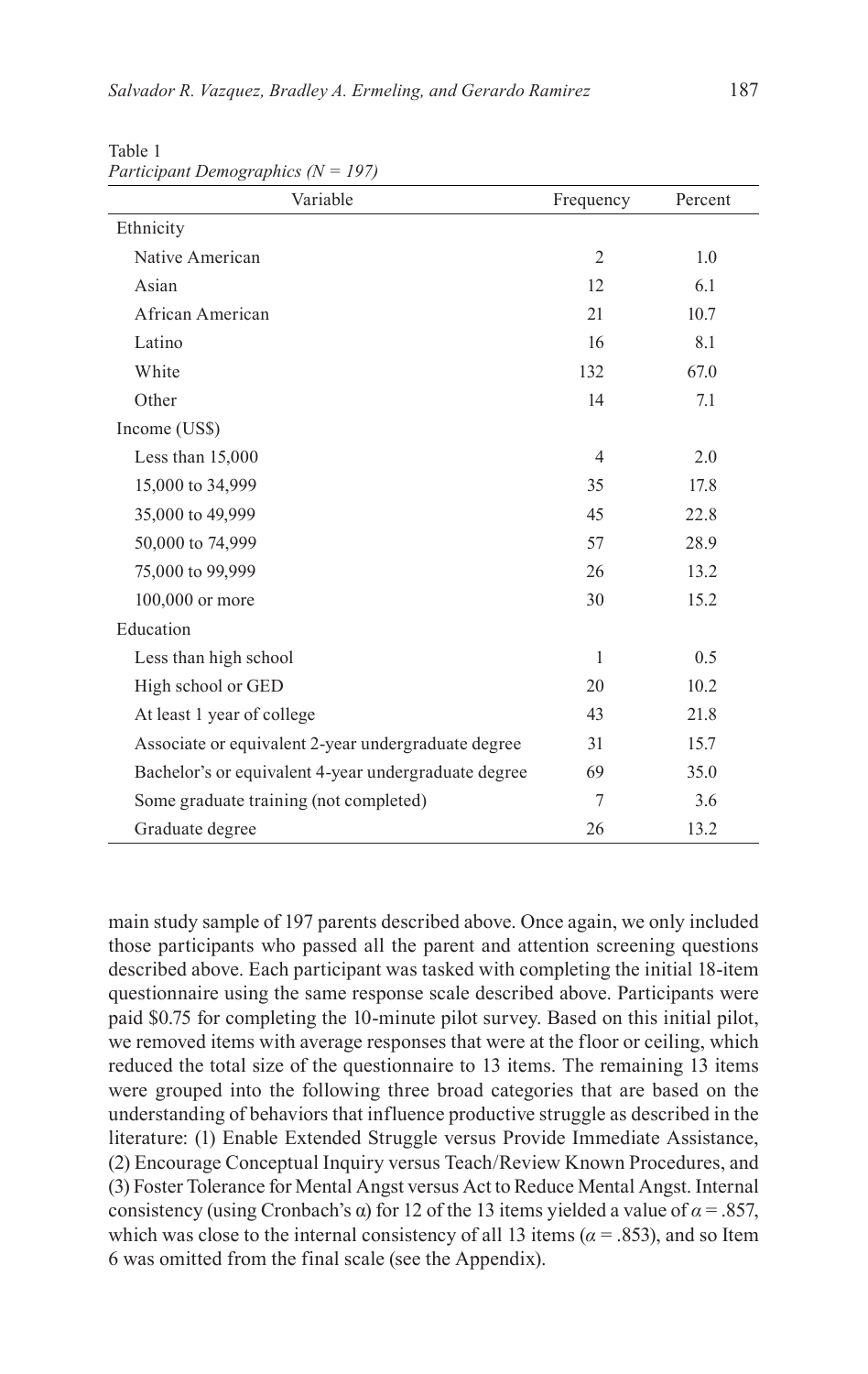Table 1
*Participant Demographics (N = 197)*

| Variable | Frequency | Percent |
|---|---|---|
| Ethnicity | | |
| Native American | 2 | 1.0 |
| Asian | 12 | 6.1 |
| African American | 21 | 10.7 |
| Latino | 16 | 8.1 |
| White | 132 | 67.0 |
| Other | 14 | 7.1 |
| Income (US$) | | |
| Less than 15,000 | 4 | 2.0 |
| 15,000 to 34,999 | 35 | 17.8 |
| 35,000 to 49,999 | 45 | 22.8 |
| 50,000 to 74,999 | 57 | 28.9 |
| 75,000 to 99,999 | 26 | 13.2 |
| 100,000 or more | 30 | 15.2 |
| Education | | |
| Less than high school | 1 | 0.5 |
| High school or GED | 20 | 10.2 |
| At least 1 year of college | 43 | 21.8 |
| Associate or equivalent 2-year undergraduate degree | 31 | 15.7 |
| Bachelor's or equivalent 4-year undergraduate degree | 69 | 35.0 |
| Some graduate training (not completed) | 7 | 3.6 |
| Graduate degree | 26 | 13.2 |

main study sample of 197 parents described above. Once again, we only included those participants who passed all the parent and attention screening questions described above. Each participant was tasked with completing the initial 18-item questionnaire using the same response scale described above. Participants were paid $0.75 for completing the 10-minute pilot survey. Based on this initial pilot, we removed items with average responses that were at the floor or ceiling, which reduced the total size of the questionnaire to 13 items. The remaining 13 items were grouped into the following three broad categories that are based on the understanding of behaviors that influence productive struggle as described in the literature: (1) Enable Extended Struggle versus Provide Immediate Assistance, (2) Encourage Conceptual Inquiry versus Teach/Review Known Procedures, and (3) Foster Tolerance for Mental Angst versus Act to Reduce Mental Angst. Internal consistency (using Cronbach's α) for 12 of the 13 items yielded a value of $\alpha = .857$, which was close to the internal consistency of all 13 items ($\alpha = .853$), and so Item 6 was omitted from the final scale (see the Appendix).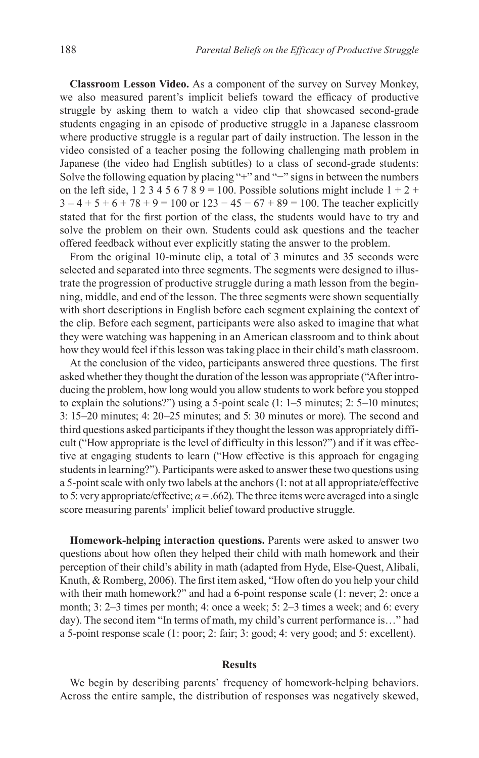**Classroom Lesson Video.** As a component of the survey on Survey Monkey, we also measured parent's implicit beliefs toward the efficacy of productive struggle by asking them to watch a video clip that showcased second-grade students engaging in an episode of productive struggle in a Japanese classroom where productive struggle is a regular part of daily instruction. The lesson in the video consisted of a teacher posing the following challenging math problem in Japanese (the video had English subtitles) to a class of second-grade students: Solve the following equation by placing "+" and "−" signs in between the numbers on the left side, 1 2 3 4 5 6 7 8 9 = 100. Possible solutions might include $1 + 2 + 3 - 4 + 5 + 6 + 78 + 9 = 100$ or $123 - 45 - 67 + 89 = 100$. The teacher explicitly stated that for the first portion of the class, the students would have to try and solve the problem on their own. Students could ask questions and the teacher offered feedback without ever explicitly stating the answer to the problem.

From the original 10-minute clip, a total of 3 minutes and 35 seconds were selected and separated into three segments. The segments were designed to illustrate the progression of productive struggle during a math lesson from the beginning, middle, and end of the lesson. The three segments were shown sequentially with short descriptions in English before each segment explaining the context of the clip. Before each segment, participants were also asked to imagine that what they were watching was happening in an American classroom and to think about how they would feel if this lesson was taking place in their child's math classroom.

At the conclusion of the video, participants answered three questions. The first asked whether they thought the duration of the lesson was appropriate ("After introducing the problem, how long would you allow students to work before you stopped to explain the solutions?") using a 5-point scale (1: 1–5 minutes; 2: 5–10 minutes; 3: 15–20 minutes; 4: 20–25 minutes; and 5: 30 minutes or more). The second and third questions asked participants if they thought the lesson was appropriately difficult ("How appropriate is the level of difficulty in this lesson?") and if it was effective at engaging students to learn ("How effective is this approach for engaging students in learning?"). Participants were asked to answer these two questions using a 5-point scale with only two labels at the anchors (1: not at all appropriate/effective to 5: very appropriate/effective; $\alpha = .662$). The three items were averaged into a single score measuring parents' implicit belief toward productive struggle.

**Homework-helping interaction questions.** Parents were asked to answer two questions about how often they helped their child with math homework and their perception of their child's ability in math (adapted from Hyde, Else-Quest, Alibali, Knuth, & Romberg, 2006). The first item asked, "How often do you help your child with their math homework?" and had a 6-point response scale (1: never; 2: once a month; 3: 2–3 times per month; 4: once a week; 5: 2–3 times a week; and 6: every day). The second item "In terms of math, my child's current performance is…" had a 5-point response scale (1: poor; 2: fair; 3: good; 4: very good; and 5: excellent).

## Results

We begin by describing parents' frequency of homework-helping behaviors. Across the entire sample, the distribution of responses was negatively skewed,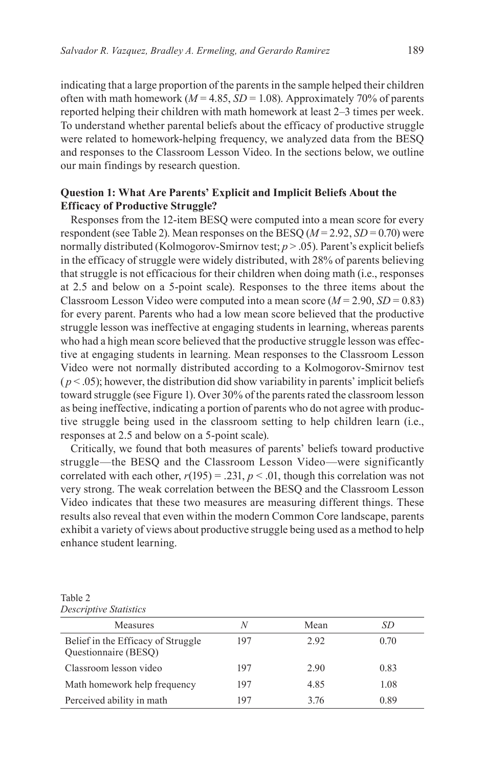indicating that a large proportion of the parents in the sample helped their children often with math homework ($M = 4.85$, $SD = 1.08$). Approximately 70% of parents reported helping their children with math homework at least 2–3 times per week. To understand whether parental beliefs about the efficacy of productive struggle were related to homework-helping frequency, we analyzed data from the BESQ and responses to the Classroom Lesson Video. In the sections below, we outline our main findings by research question.

### Question 1: What Are Parents' Explicit and Implicit Beliefs About the Efficacy of Productive Struggle?

Responses from the 12-item BESQ were computed into a mean score for every respondent (see Table 2). Mean responses on the BESQ ($M = 2.92$, $SD = 0.70$) were normally distributed (Kolmogorov-Smirnov test; $p > .05$). Parent's explicit beliefs in the efficacy of struggle were widely distributed, with 28% of parents believing that struggle is not efficacious for their children when doing math (i.e., responses at 2.5 and below on a 5-point scale). Responses to the three items about the Classroom Lesson Video were computed into a mean score ($M = 2.90$, $SD = 0.83$) for every parent. Parents who had a low mean score believed that the productive struggle lesson was ineffective at engaging students in learning, whereas parents who had a high mean score believed that the productive struggle lesson was effective at engaging students in learning. Mean responses to the Classroom Lesson Video were not normally distributed according to a Kolmogorov-Smirnov test ($p < .05$); however, the distribution did show variability in parents' implicit beliefs toward struggle (see Figure 1). Over 30% of the parents rated the classroom lesson as being ineffective, indicating a portion of parents who do not agree with productive struggle being used in the classroom setting to help children learn (i.e., responses at 2.5 and below on a 5-point scale).

Critically, we found that both measures of parents' beliefs toward productive struggle—the BESQ and the Classroom Lesson Video—were significantly correlated with each other, $r(195) = .231$, $p < .01$, though this correlation was not very strong. The weak correlation between the BESQ and the Classroom Lesson Video indicates that these two measures are measuring different things. These results also reveal that even within the modern Common Core landscape, parents exhibit a variety of views about productive struggle being used as a method to help enhance student learning.

Table 2
*Descriptive Statistics*

| Measures | *N* | Mean | *SD* |
|---|---|---|---|
| Belief in the Efficacy of Struggle Questionnaire (BESQ) | 197 | 2.92 | 0.70 |
| Classroom lesson video | 197 | 2.90 | 0.83 |
| Math homework help frequency | 197 | 4.85 | 1.08 |
| Perceived ability in math | 197 | 3.76 | 0.89 |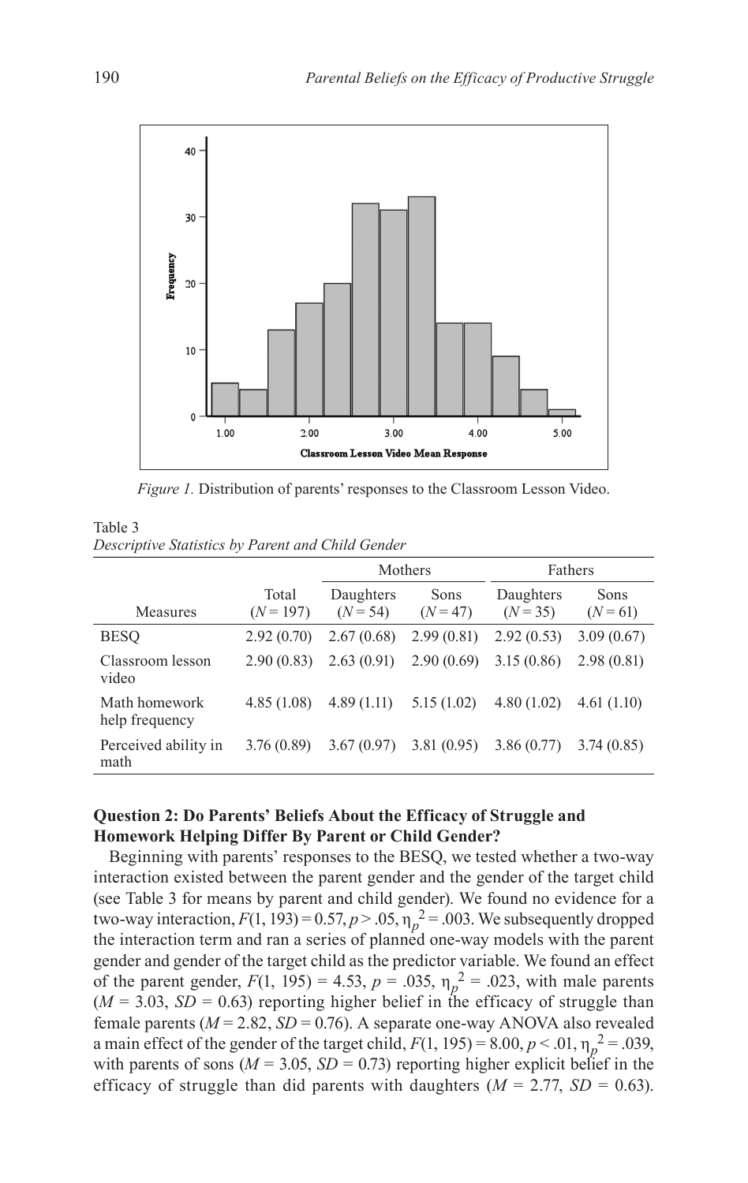*Figure 1.* Distribution of parents' responses to the Classroom Lesson Video.

Table 3
*Descriptive Statistics by Parent and Child Gender*

| Measures | Total ($N = 197$) | Mothers | | Fathers | |
|---|---|---|---|---|---|
| | | Daughters ($N = 54$) | Sons ($N = 47$) | Daughters ($N = 35$) | Sons ($N = 61$) |
| BESQ | 2.92 (0.70) | 2.67 (0.68) | 2.99 (0.81) | 2.92 (0.53) | 3.09 (0.67) |
| Classroom lesson video | 2.90 (0.83) | 2.63 (0.91) | 2.90 (0.69) | 3.15 (0.86) | 2.98 (0.81) |
| Math homework help frequency | 4.85 (1.08) | 4.89 (1.11) | 5.15 (1.02) | 4.80 (1.02) | 4.61 (1.10) |
| Perceived ability in math | 3.76 (0.89) | 3.67 (0.97) | 3.81 (0.95) | 3.86 (0.77) | 3.74 (0.85) |

### Question 2: Do Parents' Beliefs About the Efficacy of Struggle and Homework Helping Differ By Parent or Child Gender?

Beginning with parents' responses to the BESQ, we tested whether a two-way interaction existed between the parent gender and the gender of the target child (see Table 3 for means by parent and child gender). We found no evidence for a two-way interaction, $F(1, 193) = 0.57$, $p > .05$, $\eta_p^2 = .003$. We subsequently dropped the interaction term and ran a series of planned one-way models with the parent gender and gender of the target child as the predictor variable. We found an effect of the parent gender, $F(1, 195) = 4.53$, $p = .035$, $\eta_p^2 = .023$, with male parents ($M = 3.03$, $SD = 0.63$) reporting higher belief in the efficacy of struggle than female parents ($M = 2.82$, $SD = 0.76$). A separate one-way ANOVA also revealed a main effect of the gender of the target child, $F(1, 195) = 8.00$, $p < .01$, $\eta_p^2 = .039$, with parents of sons ($M = 3.05$, $SD = 0.73$) reporting higher explicit belief in the efficacy of struggle than did parents with daughters ($M = 2.77$, $SD = 0.63$).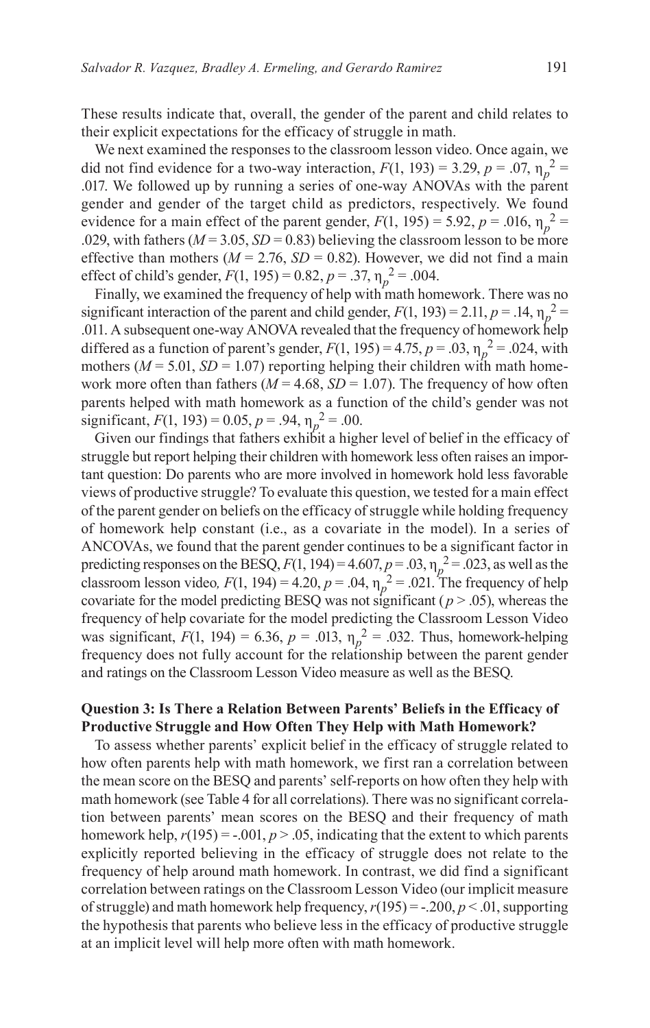These results indicate that, overall, the gender of the parent and child relates to their explicit expectations for the efficacy of struggle in math.

We next examined the responses to the classroom lesson video. Once again, we did not find evidence for a two-way interaction, $F(1, 193) = 3.29$, $p = .07$, $\eta_p^2 = .017$. We followed up by running a series of one-way ANOVAs with the parent gender and gender of the target child as predictors, respectively. We found evidence for a main effect of the parent gender, $F(1, 195) = 5.92$, $p = .016$, $\eta_p^2 = .029$, with fathers ($M = 3.05$, $SD = 0.83$) believing the classroom lesson to be more effective than mothers ($M = 2.76$, $SD = 0.82$). However, we did not find a main effect of child's gender, $F(1, 195) = 0.82$, $p = .37$, $\eta_p^2 = .004$.

Finally, we examined the frequency of help with math homework. There was no significant interaction of the parent and child gender, $F(1, 193) = 2.11$, $p = .14$, $\eta_p^2 = .011$. A subsequent one-way ANOVA revealed that the frequency of homework help differed as a function of parent's gender, $F(1, 195) = 4.75$, $p = .03$, $\eta_p^2 = .024$, with mothers ($M = 5.01$, $SD = 1.07$) reporting helping their children with math homework more often than fathers ($M = 4.68$, $SD = 1.07$). The frequency of how often parents helped with math homework as a function of the child's gender was not significant, $F(1, 193) = 0.05$, $p = .94$, $\eta_p^2 = .00$.

Given our findings that fathers exhibit a higher level of belief in the efficacy of struggle but report helping their children with homework less often raises an important question: Do parents who are more involved in homework hold less favorable views of productive struggle? To evaluate this question, we tested for a main effect of the parent gender on beliefs on the efficacy of struggle while holding frequency of homework help constant (i.e., as a covariate in the model). In a series of ANCOVAs, we found that the parent gender continues to be a significant factor in predicting responses on the BESQ, $F(1, 194) = 4.607$, $p = .03$, $\eta_p^2 = .023$, as well as the classroom lesson video, $F(1, 194) = 4.20$, $p = .04$, $\eta_p^2 = .021$. The frequency of help covariate for the model predicting BESQ was not significant ($p > .05$), whereas the frequency of help covariate for the model predicting the Classroom Lesson Video was significant, $F(1, 194) = 6.36$, $p = .013$, $\eta_p^2 = .032$. Thus, homework-helping frequency does not fully account for the relationship between the parent gender and ratings on the Classroom Lesson Video measure as well as the BESQ.

### Question 3: Is There a Relation Between Parents' Beliefs in the Efficacy of Productive Struggle and How Often They Help with Math Homework?

To assess whether parents' explicit belief in the efficacy of struggle related to how often parents help with math homework, we first ran a correlation between the mean score on the BESQ and parents' self-reports on how often they help with math homework (see Table 4 for all correlations). There was no significant correlation between parents' mean scores on the BESQ and their frequency of math homework help, $r(195) = -.001$, $p > .05$, indicating that the extent to which parents explicitly reported believing in the efficacy of struggle does not relate to the frequency of help around math homework. In contrast, we did find a significant correlation between ratings on the Classroom Lesson Video (our implicit measure of struggle) and math homework help frequency, $r(195) = -.200$, $p < .01$, supporting the hypothesis that parents who believe less in the efficacy of productive struggle at an implicit level will help more often with math homework.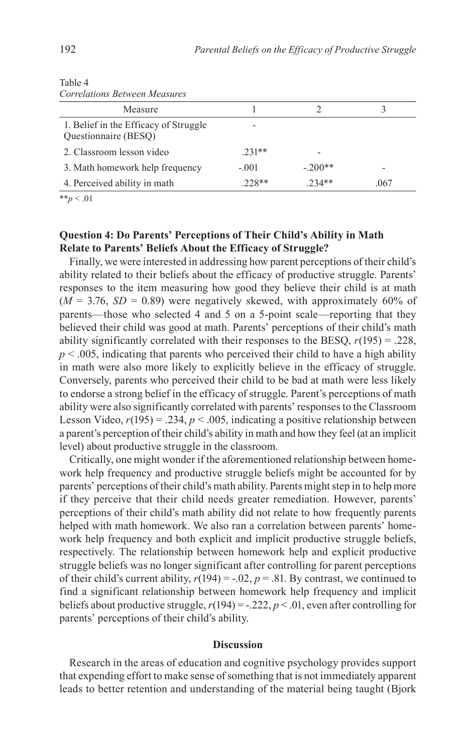Table 4
*Correlations Between Measures*

| Measure | 1 | 2 | 3 |
|---|---|---|---|
| 1. Belief in the Efficacy of Struggle Questionnaire (BESQ) | - | | |
| 2. Classroom lesson video | .231** | - | |
| 3. Math homework help frequency | -.001 | -.200** | - |
| 4. Perceived ability in math | .228** | .234** | .067 |

**$p < .01$

### Question 4: Do Parents' Perceptions of Their Child's Ability in Math Relate to Parents' Beliefs About the Efficacy of Struggle?

Finally, we were interested in addressing how parent perceptions of their child's ability related to their beliefs about the efficacy of productive struggle. Parents' responses to the item measuring how good they believe their child is at math ($M = 3.76$, $SD = 0.89$) were negatively skewed, with approximately 60% of parents—those who selected 4 and 5 on a 5-point scale—reporting that they believed their child was good at math. Parents' perceptions of their child's math ability significantly correlated with their responses to the BESQ, $r(195) = .228$, $p < .005$, indicating that parents who perceived their child to have a high ability in math were also more likely to explicitly believe in the efficacy of struggle. Conversely, parents who perceived their child to be bad at math were less likely to endorse a strong belief in the efficacy of struggle. Parent's perceptions of math ability were also significantly correlated with parents' responses to the Classroom Lesson Video, $r(195) = .234$, $p < .005$, indicating a positive relationship between a parent's perception of their child's ability in math and how they feel (at an implicit level) about productive struggle in the classroom.

Critically, one might wonder if the aforementioned relationship between homework help frequency and productive struggle beliefs might be accounted for by parents' perceptions of their child's math ability. Parents might step in to help more if they perceive that their child needs greater remediation. However, parents' perceptions of their child's math ability did not relate to how frequently parents helped with math homework. We also ran a correlation between parents' homework help frequency and both explicit and implicit productive struggle beliefs, respectively. The relationship between homework help and explicit productive struggle beliefs was no longer significant after controlling for parent perceptions of their child's current ability, $r(194) = -.02$, $p = .81$. By contrast, we continued to find a significant relationship between homework help frequency and implicit beliefs about productive struggle, $r(194) = -.222$, $p < .01$, even after controlling for parents' perceptions of their child's ability.

## Discussion

Research in the areas of education and cognitive psychology provides support that expending effort to make sense of something that is not immediately apparent leads to better retention and understanding of the material being taught (Bjork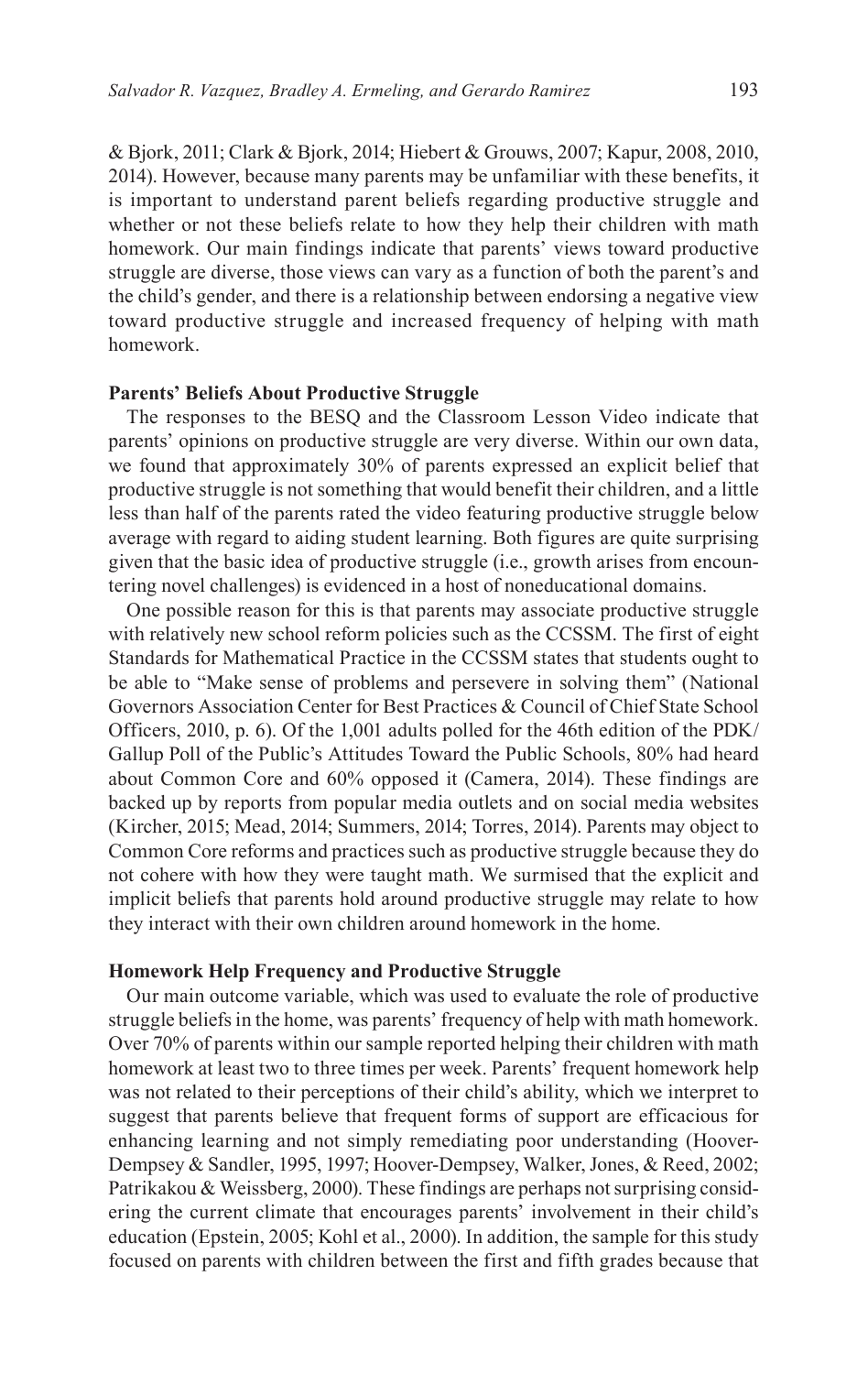& Bjork, 2011; Clark & Bjork, 2014; Hiebert & Grouws, 2007; Kapur, 2008, 2010, 2014). However, because many parents may be unfamiliar with these benefits, it is important to understand parent beliefs regarding productive struggle and whether or not these beliefs relate to how they help their children with math homework. Our main findings indicate that parents' views toward productive struggle are diverse, those views can vary as a function of both the parent's and the child's gender, and there is a relationship between endorsing a negative view toward productive struggle and increased frequency of helping with math homework.

**Parents' Beliefs About Productive Struggle**

The responses to the BESQ and the Classroom Lesson Video indicate that parents' opinions on productive struggle are very diverse. Within our own data, we found that approximately 30% of parents expressed an explicit belief that productive struggle is not something that would benefit their children, and a little less than half of the parents rated the video featuring productive struggle below average with regard to aiding student learning. Both figures are quite surprising given that the basic idea of productive struggle (i.e., growth arises from encountering novel challenges) is evidenced in a host of noneducational domains.

One possible reason for this is that parents may associate productive struggle with relatively new school reform policies such as the CCSSM. The first of eight Standards for Mathematical Practice in the CCSSM states that students ought to be able to "Make sense of problems and persevere in solving them" (National Governors Association Center for Best Practices & Council of Chief State School Officers, 2010, p. 6). Of the 1,001 adults polled for the 46th edition of the PDK/Gallup Poll of the Public's Attitudes Toward the Public Schools, 80% had heard about Common Core and 60% opposed it (Camera, 2014). These findings are backed up by reports from popular media outlets and on social media websites (Kircher, 2015; Mead, 2014; Summers, 2014; Torres, 2014). Parents may object to Common Core reforms and practices such as productive struggle because they do not cohere with how they were taught math. We surmised that the explicit and implicit beliefs that parents hold around productive struggle may relate to how they interact with their own children around homework in the home.

**Homework Help Frequency and Productive Struggle**

Our main outcome variable, which was used to evaluate the role of productive struggle beliefs in the home, was parents' frequency of help with math homework. Over 70% of parents within our sample reported helping their children with math homework at least two to three times per week. Parents' frequent homework help was not related to their perceptions of their child's ability, which we interpret to suggest that parents believe that frequent forms of support are efficacious for enhancing learning and not simply remediating poor understanding (Hoover-Dempsey & Sandler, 1995, 1997; Hoover-Dempsey, Walker, Jones, & Reed, 2002; Patrikakou & Weissberg, 2000). These findings are perhaps not surprising considering the current climate that encourages parents' involvement in their child's education (Epstein, 2005; Kohl et al., 2000). In addition, the sample for this study focused on parents with children between the first and fifth grades because that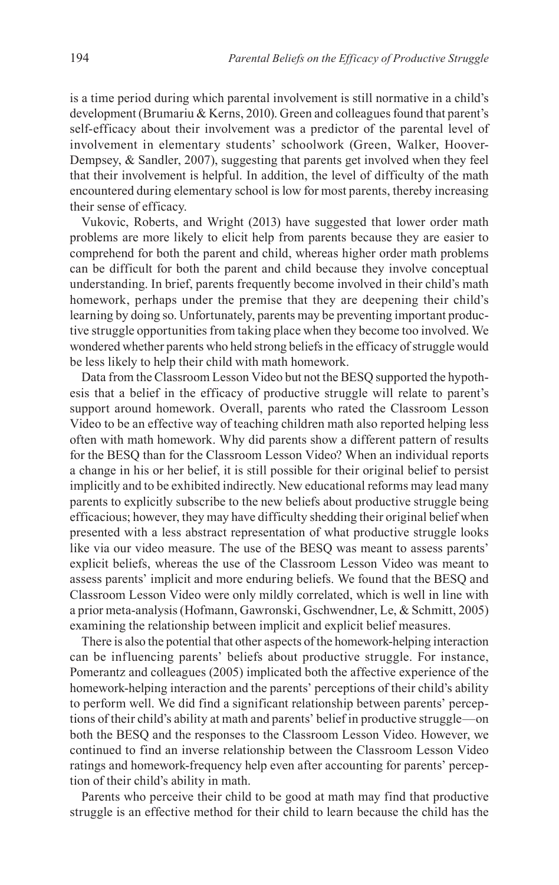is a time period during which parental involvement is still normative in a child's development (Brumariu & Kerns, 2010). Green and colleagues found that parent's self-efficacy about their involvement was a predictor of the parental level of involvement in elementary students' schoolwork (Green, Walker, Hoover-Dempsey, & Sandler, 2007), suggesting that parents get involved when they feel that their involvement is helpful. In addition, the level of difficulty of the math encountered during elementary school is low for most parents, thereby increasing their sense of efficacy.

Vukovic, Roberts, and Wright (2013) have suggested that lower order math problems are more likely to elicit help from parents because they are easier to comprehend for both the parent and child, whereas higher order math problems can be difficult for both the parent and child because they involve conceptual understanding. In brief, parents frequently become involved in their child's math homework, perhaps under the premise that they are deepening their child's learning by doing so. Unfortunately, parents may be preventing important productive struggle opportunities from taking place when they become too involved. We wondered whether parents who held strong beliefs in the efficacy of struggle would be less likely to help their child with math homework.

Data from the Classroom Lesson Video but not the BESQ supported the hypothesis that a belief in the efficacy of productive struggle will relate to parent's support around homework. Overall, parents who rated the Classroom Lesson Video to be an effective way of teaching children math also reported helping less often with math homework. Why did parents show a different pattern of results for the BESQ than for the Classroom Lesson Video? When an individual reports a change in his or her belief, it is still possible for their original belief to persist implicitly and to be exhibited indirectly. New educational reforms may lead many parents to explicitly subscribe to the new beliefs about productive struggle being efficacious; however, they may have difficulty shedding their original belief when presented with a less abstract representation of what productive struggle looks like via our video measure. The use of the BESQ was meant to assess parents' explicit beliefs, whereas the use of the Classroom Lesson Video was meant to assess parents' implicit and more enduring beliefs. We found that the BESQ and Classroom Lesson Video were only mildly correlated, which is well in line with a prior meta-analysis (Hofmann, Gawronski, Gschwendner, Le, & Schmitt, 2005) examining the relationship between implicit and explicit belief measures.

There is also the potential that other aspects of the homework-helping interaction can be influencing parents' beliefs about productive struggle. For instance, Pomerantz and colleagues (2005) implicated both the affective experience of the homework-helping interaction and the parents' perceptions of their child's ability to perform well. We did find a significant relationship between parents' perceptions of their child's ability at math and parents' belief in productive struggle—on both the BESQ and the responses to the Classroom Lesson Video. However, we continued to find an inverse relationship between the Classroom Lesson Video ratings and homework-frequency help even after accounting for parents' perception of their child's ability in math.

Parents who perceive their child to be good at math may find that productive struggle is an effective method for their child to learn because the child has the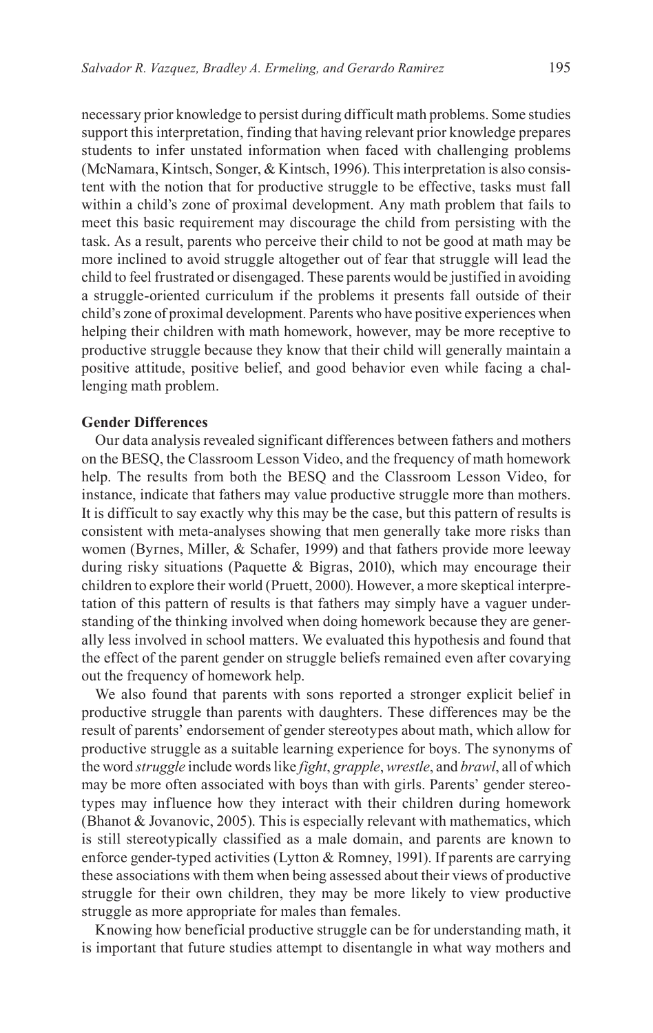necessary prior knowledge to persist during difficult math problems. Some studies support this interpretation, finding that having relevant prior knowledge prepares students to infer unstated information when faced with challenging problems (McNamara, Kintsch, Songer, & Kintsch, 1996). This interpretation is also consistent with the notion that for productive struggle to be effective, tasks must fall within a child's zone of proximal development. Any math problem that fails to meet this basic requirement may discourage the child from persisting with the task. As a result, parents who perceive their child to not be good at math may be more inclined to avoid struggle altogether out of fear that struggle will lead the child to feel frustrated or disengaged. These parents would be justified in avoiding a struggle-oriented curriculum if the problems it presents fall outside of their child's zone of proximal development. Parents who have positive experiences when helping their children with math homework, however, may be more receptive to productive struggle because they know that their child will generally maintain a positive attitude, positive belief, and good behavior even while facing a challenging math problem.

### Gender Differences

Our data analysis revealed significant differences between fathers and mothers on the BESQ, the Classroom Lesson Video, and the frequency of math homework help. The results from both the BESQ and the Classroom Lesson Video, for instance, indicate that fathers may value productive struggle more than mothers. It is difficult to say exactly why this may be the case, but this pattern of results is consistent with meta-analyses showing that men generally take more risks than women (Byrnes, Miller, & Schafer, 1999) and that fathers provide more leeway during risky situations (Paquette & Bigras, 2010), which may encourage their children to explore their world (Pruett, 2000). However, a more skeptical interpretation of this pattern of results is that fathers may simply have a vaguer understanding of the thinking involved when doing homework because they are generally less involved in school matters. We evaluated this hypothesis and found that the effect of the parent gender on struggle beliefs remained even after covarying out the frequency of homework help.

We also found that parents with sons reported a stronger explicit belief in productive struggle than parents with daughters. These differences may be the result of parents' endorsement of gender stereotypes about math, which allow for productive struggle as a suitable learning experience for boys. The synonyms of the word *struggle* include words like *fight*, *grapple*, *wrestle*, and *brawl*, all of which may be more often associated with boys than with girls. Parents' gender stereotypes may influence how they interact with their children during homework (Bhanot & Jovanovic, 2005). This is especially relevant with mathematics, which is still stereotypically classified as a male domain, and parents are known to enforce gender-typed activities (Lytton & Romney, 1991). If parents are carrying these associations with them when being assessed about their views of productive struggle for their own children, they may be more likely to view productive struggle as more appropriate for males than females.

Knowing how beneficial productive struggle can be for understanding math, it is important that future studies attempt to disentangle in what way mothers and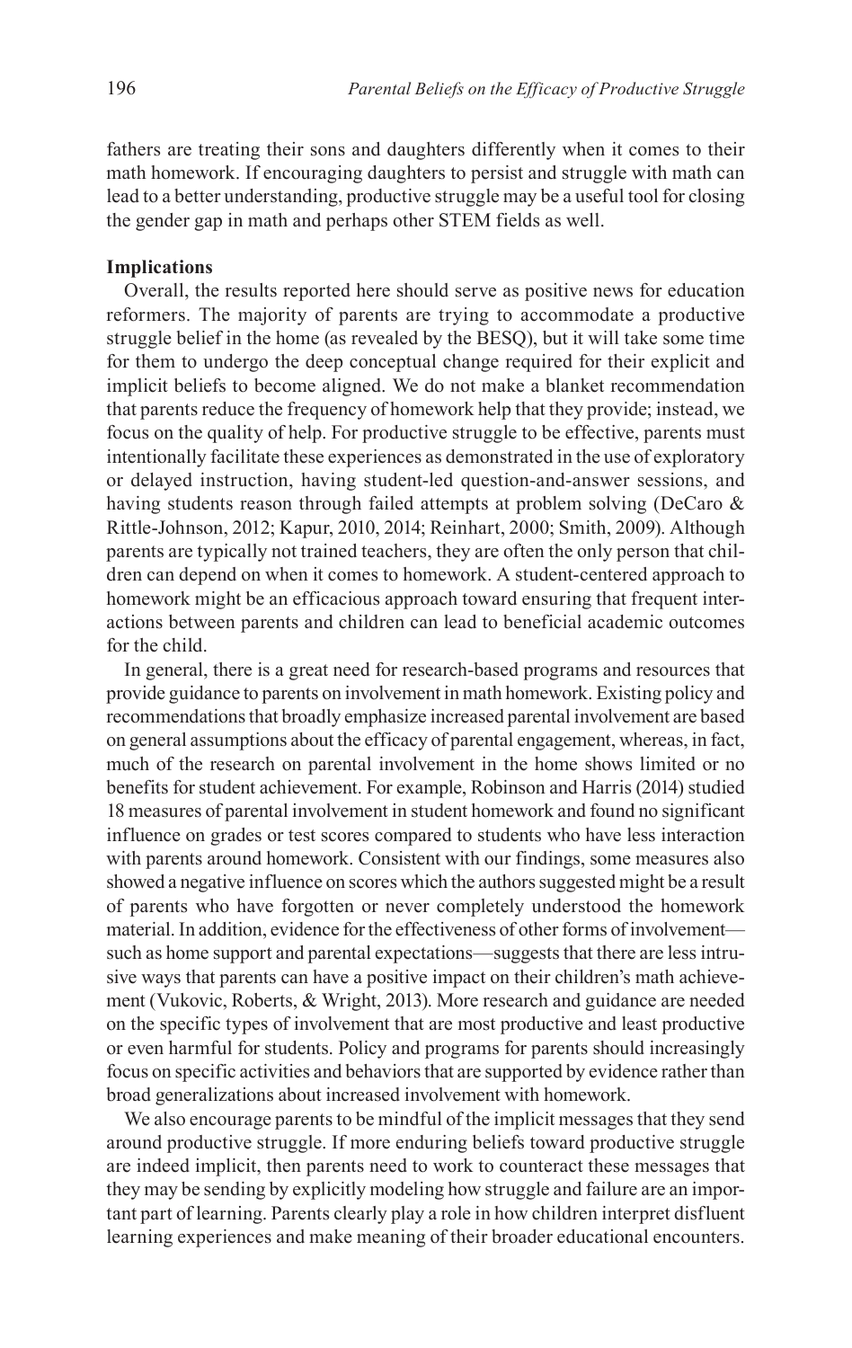fathers are treating their sons and daughters differently when it comes to their math homework. If encouraging daughters to persist and struggle with math can lead to a better understanding, productive struggle may be a useful tool for closing the gender gap in math and perhaps other STEM fields as well.

**Implications**

Overall, the results reported here should serve as positive news for education reformers. The majority of parents are trying to accommodate a productive struggle belief in the home (as revealed by the BESQ), but it will take some time for them to undergo the deep conceptual change required for their explicit and implicit beliefs to become aligned. We do not make a blanket recommendation that parents reduce the frequency of homework help that they provide; instead, we focus on the quality of help. For productive struggle to be effective, parents must intentionally facilitate these experiences as demonstrated in the use of exploratory or delayed instruction, having student-led question-and-answer sessions, and having students reason through failed attempts at problem solving (DeCaro & Rittle-Johnson, 2012; Kapur, 2010, 2014; Reinhart, 2000; Smith, 2009). Although parents are typically not trained teachers, they are often the only person that children can depend on when it comes to homework. A student-centered approach to homework might be an efficacious approach toward ensuring that frequent interactions between parents and children can lead to beneficial academic outcomes for the child.

In general, there is a great need for research-based programs and resources that provide guidance to parents on involvement in math homework. Existing policy and recommendations that broadly emphasize increased parental involvement are based on general assumptions about the efficacy of parental engagement, whereas, in fact, much of the research on parental involvement in the home shows limited or no benefits for student achievement. For example, Robinson and Harris (2014) studied 18 measures of parental involvement in student homework and found no significant influence on grades or test scores compared to students who have less interaction with parents around homework. Consistent with our findings, some measures also showed a negative influence on scores which the authors suggested might be a result of parents who have forgotten or never completely understood the homework material. In addition, evidence for the effectiveness of other forms of involvement—such as home support and parental expectations—suggests that there are less intrusive ways that parents can have a positive impact on their children's math achievement (Vukovic, Roberts, & Wright, 2013). More research and guidance are needed on the specific types of involvement that are most productive and least productive or even harmful for students. Policy and programs for parents should increasingly focus on specific activities and behaviors that are supported by evidence rather than broad generalizations about increased involvement with homework.

We also encourage parents to be mindful of the implicit messages that they send around productive struggle. If more enduring beliefs toward productive struggle are indeed implicit, then parents need to work to counteract these messages that they may be sending by explicitly modeling how struggle and failure are an important part of learning. Parents clearly play a role in how children interpret disfluent learning experiences and make meaning of their broader educational encounters.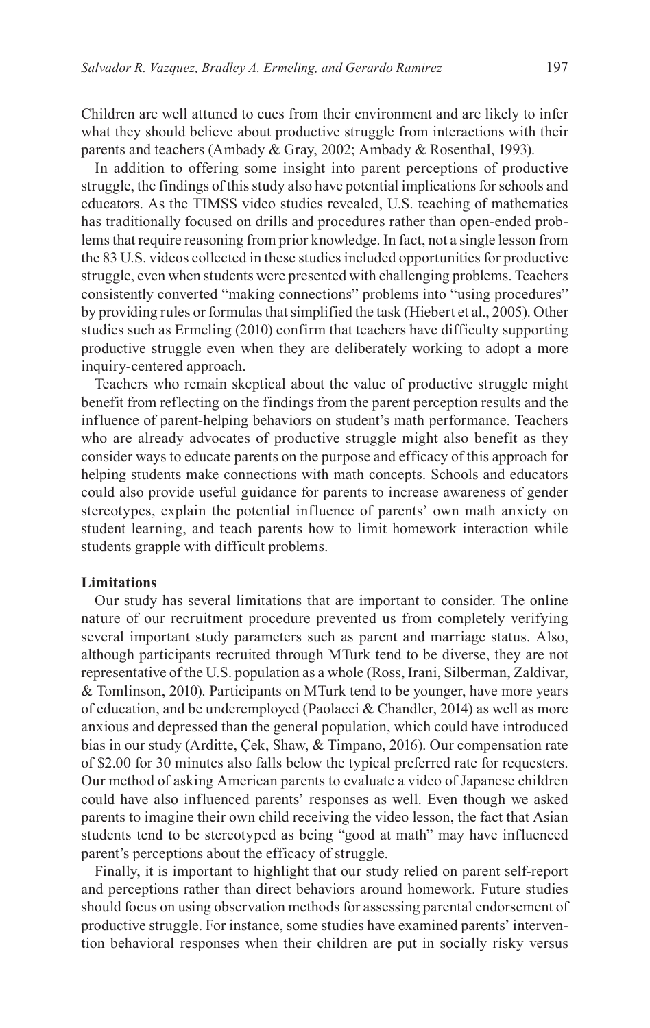Children are well attuned to cues from their environment and are likely to infer what they should believe about productive struggle from interactions with their parents and teachers (Ambady & Gray, 2002; Ambady & Rosenthal, 1993).

In addition to offering some insight into parent perceptions of productive struggle, the findings of this study also have potential implications for schools and educators. As the TIMSS video studies revealed, U.S. teaching of mathematics has traditionally focused on drills and procedures rather than open-ended problems that require reasoning from prior knowledge. In fact, not a single lesson from the 83 U.S. videos collected in these studies included opportunities for productive struggle, even when students were presented with challenging problems. Teachers consistently converted "making connections" problems into "using procedures" by providing rules or formulas that simplified the task (Hiebert et al., 2005). Other studies such as Ermeling (2010) confirm that teachers have difficulty supporting productive struggle even when they are deliberately working to adopt a more inquiry-centered approach.

Teachers who remain skeptical about the value of productive struggle might benefit from reflecting on the findings from the parent perception results and the influence of parent-helping behaviors on student's math performance. Teachers who are already advocates of productive struggle might also benefit as they consider ways to educate parents on the purpose and efficacy of this approach for helping students make connections with math concepts. Schools and educators could also provide useful guidance for parents to increase awareness of gender stereotypes, explain the potential influence of parents' own math anxiety on student learning, and teach parents how to limit homework interaction while students grapple with difficult problems.

### Limitations

Our study has several limitations that are important to consider. The online nature of our recruitment procedure prevented us from completely verifying several important study parameters such as parent and marriage status. Also, although participants recruited through MTurk tend to be diverse, they are not representative of the U.S. population as a whole (Ross, Irani, Silberman, Zaldivar, & Tomlinson, 2010). Participants on MTurk tend to be younger, have more years of education, and be underemployed (Paolacci & Chandler, 2014) as well as more anxious and depressed than the general population, which could have introduced bias in our study (Arditte, Çek, Shaw, & Timpano, 2016). Our compensation rate of $2.00 for 30 minutes also falls below the typical preferred rate for requesters. Our method of asking American parents to evaluate a video of Japanese children could have also influenced parents' responses as well. Even though we asked parents to imagine their own child receiving the video lesson, the fact that Asian students tend to be stereotyped as being "good at math" may have influenced parent's perceptions about the efficacy of struggle.

Finally, it is important to highlight that our study relied on parent self-report and perceptions rather than direct behaviors around homework. Future studies should focus on using observation methods for assessing parental endorsement of productive struggle. For instance, some studies have examined parents' intervention behavioral responses when their children are put in socially risky versus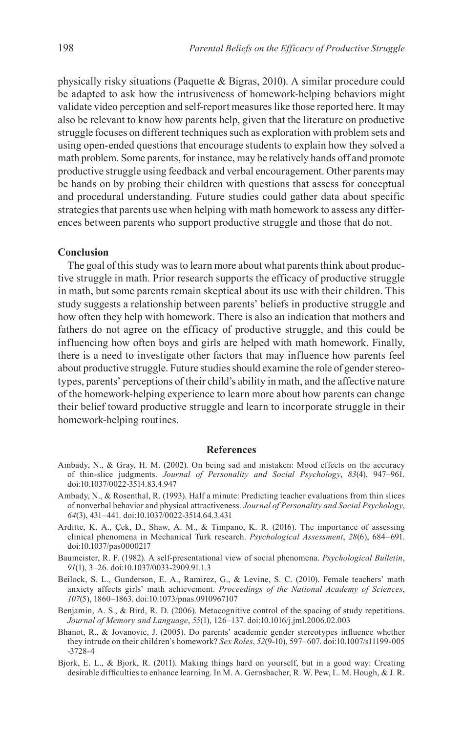physically risky situations (Paquette & Bigras, 2010). A similar procedure could be adapted to ask how the intrusiveness of homework-helping behaviors might validate video perception and self-report measures like those reported here. It may also be relevant to know how parents help, given that the literature on productive struggle focuses on different techniques such as exploration with problem sets and using open-ended questions that encourage students to explain how they solved a math problem. Some parents, for instance, may be relatively hands off and promote productive struggle using feedback and verbal encouragement. Other parents may be hands on by probing their children with questions that assess for conceptual and procedural understanding. Future studies could gather data about specific strategies that parents use when helping with math homework to assess any differences between parents who support productive struggle and those that do not.

## Conclusion

The goal of this study was to learn more about what parents think about productive struggle in math. Prior research supports the efficacy of productive struggle in math, but some parents remain skeptical about its use with their children. This study suggests a relationship between parents' beliefs in productive struggle and how often they help with homework. There is also an indication that mothers and fathers do not agree on the efficacy of productive struggle, and this could be influencing how often boys and girls are helped with math homework. Finally, there is a need to investigate other factors that may influence how parents feel about productive struggle. Future studies should examine the role of gender stereotypes, parents' perceptions of their child's ability in math, and the affective nature of the homework-helping experience to learn more about how parents can change their belief toward productive struggle and learn to incorporate struggle in their homework-helping routines.

## References

Ambady, N., & Gray, H. M. (2002). On being sad and mistaken: Mood effects on the accuracy of thin-slice judgments. *Journal of Personality and Social Psychology*, *83*(4), 947–961. doi:10.1037/0022-3514.83.4.947

Ambady, N., & Rosenthal, R. (1993). Half a minute: Predicting teacher evaluations from thin slices of nonverbal behavior and physical attractiveness. *Journal of Personality and Social Psychology*, *64*(3), 431–441. doi:10.1037/0022-3514.64.3.431

Arditte, K. A., Çek, D., Shaw, A. M., & Timpano, K. R. (2016). The importance of assessing clinical phenomena in Mechanical Turk research. *Psychological Assessment*, *28*(6), 684–691. doi:10.1037/pas0000217

Baumeister, R. F. (1982). A self-presentational view of social phenomena. *Psychological Bulletin*, *91*(1), 3–26. doi:10.1037/0033-2909.91.1.3

Beilock, S. L., Gunderson, E. A., Ramirez, G., & Levine, S. C. (2010). Female teachers' math anxiety affects girls' math achievement. *Proceedings of the National Academy of Sciences*, *107*(5), 1860–1863. doi:10.1073/pnas.0910967107

Benjamin, A. S., & Bird, R. D. (2006). Metacognitive control of the spacing of study repetitions. *Journal of Memory and Language*, *55*(1), 126–137. doi:10.1016/j.jml.2006.02.003

Bhanot, R., & Jovanovic, J. (2005). Do parents' academic gender stereotypes influence whether they intrude on their children's homework? *Sex Roles*, *52*(9-10), 597–607. doi:10.1007/s11199-005-3728-4

Bjork, E. L., & Bjork, R. (2011). Making things hard on yourself, but in a good way: Creating desirable difficulties to enhance learning. In M. A. Gernsbacher, R. W. Pew, L. M. Hough, & J. R.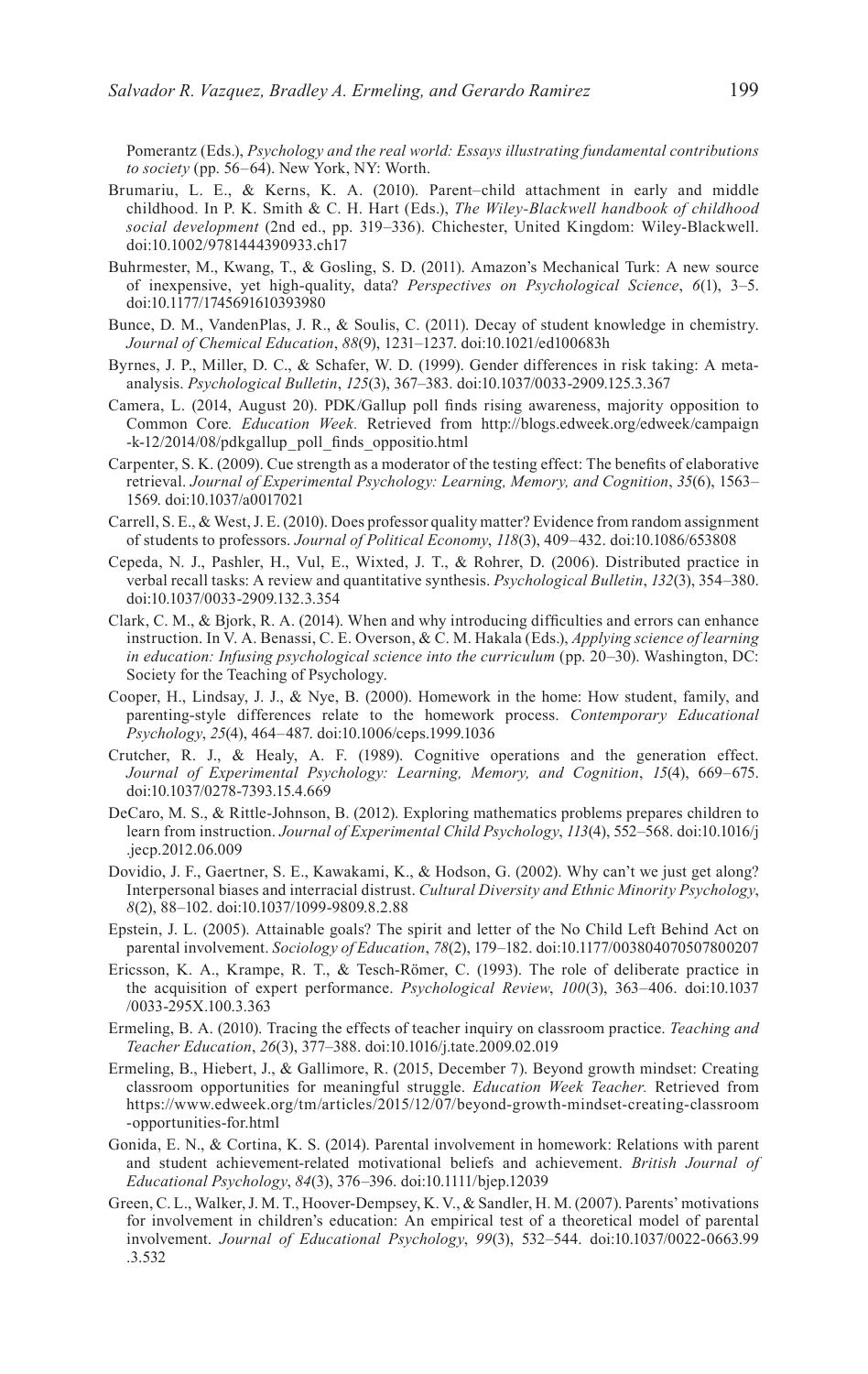Pomerantz (Eds.), *Psychology and the real world: Essays illustrating fundamental contributions to society* (pp. 56–64). New York, NY: Worth.

Brumariu, L. E., & Kerns, K. A. (2010). Parent–child attachment in early and middle childhood. In P. K. Smith & C. H. Hart (Eds.), *The Wiley-Blackwell handbook of childhood social development* (2nd ed., pp. 319–336). Chichester, United Kingdom: Wiley-Blackwell. doi:10.1002/9781444390933.ch17

Buhrmester, M., Kwang, T., & Gosling, S. D. (2011). Amazon's Mechanical Turk: A new source of inexpensive, yet high-quality, data? *Perspectives on Psychological Science*, *6*(1), 3–5. doi:10.1177/1745691610393980

Bunce, D. M., VandenPlas, J. R., & Soulis, C. (2011). Decay of student knowledge in chemistry. *Journal of Chemical Education*, *88*(9), 1231–1237. doi:10.1021/ed100683h

Byrnes, J. P., Miller, D. C., & Schafer, W. D. (1999). Gender differences in risk taking: A meta-analysis. *Psychological Bulletin*, *125*(3), 367–383. doi:10.1037/0033-2909.125.3.367

Camera, L. (2014, August 20). PDK/Gallup poll finds rising awareness, majority opposition to Common Core*. Education Week.* Retrieved from http://blogs.edweek.org/edweek/campaign-k-12/2014/08/pdkgallup_poll_finds_oppositio.html

Carpenter, S. K. (2009). Cue strength as a moderator of the testing effect: The benefits of elaborative retrieval. *Journal of Experimental Psychology: Learning, Memory, and Cognition*, *35*(6), 1563–1569. doi:10.1037/a0017021

Carrell, S. E., & West, J. E. (2010). Does professor quality matter? Evidence from random assignment of students to professors. *Journal of Political Economy*, *118*(3), 409–432. doi:10.1086/653808

Cepeda, N. J., Pashler, H., Vul, E., Wixted, J. T., & Rohrer, D. (2006). Distributed practice in verbal recall tasks: A review and quantitative synthesis. *Psychological Bulletin*, *132*(3), 354–380. doi:10.1037/0033-2909.132.3.354

Clark, C. M., & Bjork, R. A. (2014). When and why introducing difficulties and errors can enhance instruction. In V. A. Benassi, C. E. Overson, & C. M. Hakala (Eds.), *Applying science of learning in education: Infusing psychological science into the curriculum* (pp. 20–30). Washington, DC: Society for the Teaching of Psychology.

Cooper, H., Lindsay, J. J., & Nye, B. (2000). Homework in the home: How student, family, and parenting-style differences relate to the homework process. *Contemporary Educational Psychology*, *25*(4), 464–487. doi:10.1006/ceps.1999.1036

Crutcher, R. J., & Healy, A. F. (1989). Cognitive operations and the generation effect. *Journal of Experimental Psychology: Learning, Memory, and Cognition*, *15*(4), 669–675. doi:10.1037/0278-7393.15.4.669

DeCaro, M. S., & Rittle-Johnson, B. (2012). Exploring mathematics problems prepares children to learn from instruction. *Journal of Experimental Child Psychology*, *113*(4), 552–568. doi:10.1016/j.jecp.2012.06.009

Dovidio, J. F., Gaertner, S. E., Kawakami, K., & Hodson, G. (2002). Why can't we just get along? Interpersonal biases and interracial distrust. *Cultural Diversity and Ethnic Minority Psychology*, *8*(2), 88–102. doi:10.1037/1099-9809.8.2.88

Epstein, J. L. (2005). Attainable goals? The spirit and letter of the No Child Left Behind Act on parental involvement. *Sociology of Education*, *78*(2), 179–182. doi:10.1177/003804070507800207

Ericsson, K. A., Krampe, R. T., & Tesch-Römer, C. (1993). The role of deliberate practice in the acquisition of expert performance. *Psychological Review*, *100*(3), 363–406. doi:10.1037/0033-295X.100.3.363

Ermeling, B. A. (2010). Tracing the effects of teacher inquiry on classroom practice. *Teaching and Teacher Education*, *26*(3), 377–388. doi:10.1016/j.tate.2009.02.019

Ermeling, B., Hiebert, J., & Gallimore, R. (2015, December 7). Beyond growth mindset: Creating classroom opportunities for meaningful struggle. *Education Week Teacher.* Retrieved from https://www.edweek.org/tm/articles/2015/12/07/beyond-growth-mindset-creating-classroom-opportunities-for.html

Gonida, E. N., & Cortina, K. S. (2014). Parental involvement in homework: Relations with parent and student achievement-related motivational beliefs and achievement. *British Journal of Educational Psychology*, *84*(3), 376–396. doi:10.1111/bjep.12039

Green, C. L., Walker, J. M. T., Hoover-Dempsey, K. V., & Sandler, H. M. (2007). Parents' motivations for involvement in children's education: An empirical test of a theoretical model of parental involvement. *Journal of Educational Psychology*, *99*(3), 532–544. doi:10.1037/0022-0663.99.3.532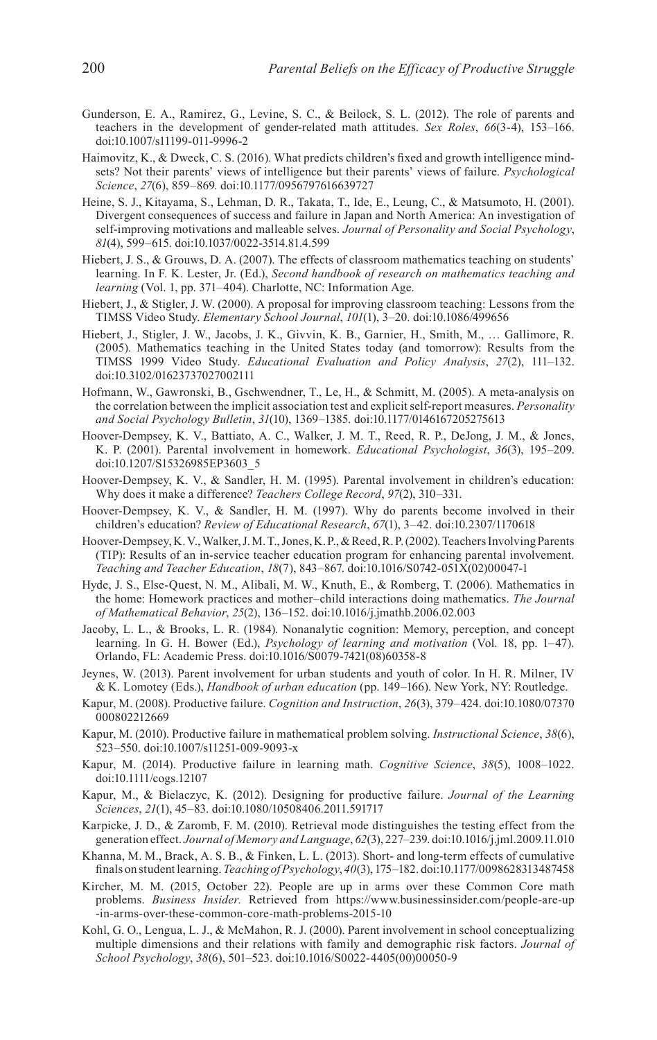Gunderson, E. A., Ramirez, G., Levine, S. C., & Beilock, S. L. (2012). The role of parents and teachers in the development of gender-related math attitudes. *Sex Roles*, *66*(3-4), 153–166. doi:10.1007/s11199-011-9996-2

Haimovitz, K., & Dweck, C. S. (2016). What predicts children's fixed and growth intelligence mindsets? Not their parents' views of intelligence but their parents' views of failure. *Psychological Science*, *27*(6), 859–869. doi:10.1177/0956797616639727

Heine, S. J., Kitayama, S., Lehman, D. R., Takata, T., Ide, E., Leung, C., & Matsumoto, H. (2001). Divergent consequences of success and failure in Japan and North America: An investigation of self-improving motivations and malleable selves. *Journal of Personality and Social Psychology*, *81*(4), 599–615. doi:10.1037/0022-3514.81.4.599

Hiebert, J. S., & Grouws, D. A. (2007). The effects of classroom mathematics teaching on students' learning. In F. K. Lester, Jr. (Ed.), *Second handbook of research on mathematics teaching and learning* (Vol. 1, pp. 371–404). Charlotte, NC: Information Age.

Hiebert, J., & Stigler, J. W. (2000). A proposal for improving classroom teaching: Lessons from the TIMSS Video Study. *Elementary School Journal*, *101*(1), 3–20. doi:10.1086/499656

Hiebert, J., Stigler, J. W., Jacobs, J. K., Givvin, K. B., Garnier, H., Smith, M., … Gallimore, R. (2005). Mathematics teaching in the United States today (and tomorrow): Results from the TIMSS 1999 Video Study. *Educational Evaluation and Policy Analysis*, *27*(2), 111–132. doi:10.3102/01623737027002111

Hofmann, W., Gawronski, B., Gschwendner, T., Le, H., & Schmitt, M. (2005). A meta-analysis on the correlation between the implicit association test and explicit self-report measures. *Personality and Social Psychology Bulletin*, *31*(10), 1369–1385. doi:10.1177/0146167205275613

Hoover-Dempsey, K. V., Battiato, A. C., Walker, J. M. T., Reed, R. P., DeJong, J. M., & Jones, K. P. (2001). Parental involvement in homework. *Educational Psychologist*, *36*(3), 195–209. doi:10.1207/S15326985EP3603_5

Hoover-Dempsey, K. V., & Sandler, H. M. (1995). Parental involvement in children's education: Why does it make a difference? *Teachers College Record*, *97*(2), 310–331.

Hoover-Dempsey, K. V., & Sandler, H. M. (1997). Why do parents become involved in their children's education? *Review of Educational Research*, *67*(1), 3–42. doi:10.2307/1170618

Hoover-Dempsey, K. V., Walker, J. M. T., Jones, K. P., & Reed, R. P. (2002). Teachers Involving Parents (TIP): Results of an in-service teacher education program for enhancing parental involvement. *Teaching and Teacher Education*, *18*(7), 843–867. doi:10.1016/S0742-051X(02)00047-1

Hyde, J. S., Else-Quest, N. M., Alibali, M. W., Knuth, E., & Romberg, T. (2006). Mathematics in the home: Homework practices and mother–child interactions doing mathematics. *The Journal of Mathematical Behavior*, *25*(2), 136–152. doi:10.1016/j.jmathb.2006.02.003

Jacoby, L. L., & Brooks, L. R. (1984). Nonanalytic cognition: Memory, perception, and concept learning. In G. H. Bower (Ed.), *Psychology of learning and motivation* (Vol. 18, pp. 1–47). Orlando, FL: Academic Press. doi:10.1016/S0079-7421(08)60358-8

Jeynes, W. (2013). Parent involvement for urban students and youth of color. In H. R. Milner, IV & K. Lomotey (Eds.), *Handbook of urban education* (pp. 149–166). New York, NY: Routledge.

Kapur, M. (2008). Productive failure. *Cognition and Instruction*, *26*(3), 379–424. doi:10.1080/07370000802212669

Kapur, M. (2010). Productive failure in mathematical problem solving. *Instructional Science*, *38*(6), 523–550. doi:10.1007/s11251-009-9093-x

Kapur, M. (2014). Productive failure in learning math. *Cognitive Science*, *38*(5), 1008–1022. doi:10.1111/cogs.12107

Kapur, M., & Bielaczyc, K. (2012). Designing for productive failure. *Journal of the Learning Sciences*, *21*(1), 45–83. doi:10.1080/10508406.2011.591717

Karpicke, J. D., & Zaromb, F. M. (2010). Retrieval mode distinguishes the testing effect from the generation effect. *Journal of Memory and Language*, *62*(3), 227–239. doi:10.1016/j.jml.2009.11.010

Khanna, M. M., Brack, A. S. B., & Finken, L. L. (2013). Short- and long-term effects of cumulative finals on student learning. *Teaching of Psychology*, *40*(3), 175–182. doi:10.1177/0098628313487458

Kircher, M. M. (2015, October 22). People are up in arms over these Common Core math problems. *Business Insider.* Retrieved from https://www.businessinsider.com/people-are-up-in-arms-over-these-common-core-math-problems-2015-10

Kohl, G. O., Lengua, L. J., & McMahon, R. J. (2000). Parent involvement in school conceptualizing multiple dimensions and their relations with family and demographic risk factors. *Journal of School Psychology*, *38*(6), 501–523. doi:10.1016/S0022-4405(00)00050-9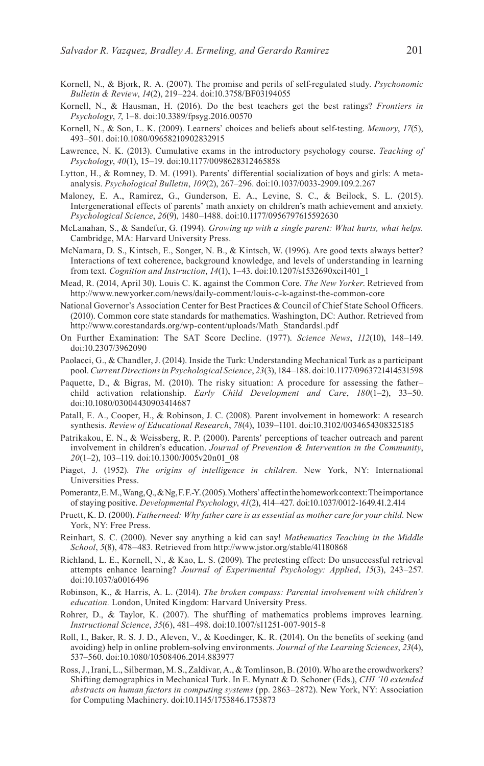Kornell, N., & Bjork, R. A. (2007). The promise and perils of self-regulated study. *Psychonomic Bulletin & Review*, *14*(2), 219–224. doi:10.3758/BF03194055

Kornell, N., & Hausman, H. (2016). Do the best teachers get the best ratings? *Frontiers in Psychology*, *7*, 1–8. doi:10.3389/fpsyg.2016.00570

Kornell, N., & Son, L. K. (2009). Learners' choices and beliefs about self-testing. *Memory*, *17*(5), 493–501. doi:10.1080/09658210902832915

Lawrence, N. K. (2013). Cumulative exams in the introductory psychology course. *Teaching of Psychology*, *40*(1), 15–19. doi:10.1177/0098628312465858

Lytton, H., & Romney, D. M. (1991). Parents' differential socialization of boys and girls: A meta-analysis. *Psychological Bulletin*, *109*(2), 267–296. doi:10.1037/0033-2909.109.2.267

Maloney, E. A., Ramirez, G., Gunderson, E. A., Levine, S. C., & Beilock, S. L. (2015). Intergenerational effects of parents' math anxiety on children's math achievement and anxiety. *Psychological Science*, *26*(9), 1480–1488. doi:10.1177/0956797615592630

McLanahan, S., & Sandefur, G. (1994). *Growing up with a single parent: What hurts, what helps.* Cambridge, MA: Harvard University Press.

McNamara, D. S., Kintsch, E., Songer, N. B., & Kintsch, W. (1996). Are good texts always better? Interactions of text coherence, background knowledge, and levels of understanding in learning from text. *Cognition and Instruction*, *14*(1), 1–43. doi:10.1207/s1532690xci1401_1

Mead, R. (2014, April 30). Louis C. K. against the Common Core. *The New Yorker*. Retrieved from http://www.newyorker.com/news/daily-comment/louis-c-k-against-the-common-core

National Governor's Association Center for Best Practices & Council of Chief State School Officers. (2010). Common core state standards for mathematics. Washington, DC: Author. Retrieved from http://www.corestandards.org/wp-content/uploads/Math_Standards1.pdf

On Further Examination: The SAT Score Decline. (1977). *Science News*, *112*(10), 148–149. doi:10.2307/3962090

Paolacci, G., & Chandler, J. (2014). Inside the Turk: Understanding Mechanical Turk as a participant pool. *Current Directions in Psychological Science*, *23*(3), 184–188. doi:10.1177/0963721414531598

Paquette, D., & Bigras, M. (2010). The risky situation: A procedure for assessing the father–child activation relationship. *Early Child Development and Care*, *180*(1–2), 33–50. doi:10.1080/03004430903414687

Patall, E. A., Cooper, H., & Robinson, J. C. (2008). Parent involvement in homework: A research synthesis. *Review of Educational Research*, *78*(4), 1039–1101. doi:10.3102/0034654308325185

Patrikakou, E. N., & Weissberg, R. P. (2000). Parents' perceptions of teacher outreach and parent involvement in children's education. *Journal of Prevention & Intervention in the Community*, *20*(1–2), 103–119. doi:10.1300/J005v20n01_08

Piaget, J. (1952). *The origins of intelligence in children.* New York, NY: International Universities Press.

Pomerantz, E. M., Wang, Q., & Ng, F. F.-Y. (2005). Mothers' affect in the homework context: The importance of staying positive. *Developmental Psychology*, *41*(2), 414–427. doi:10.1037/0012-1649.41.2.414

Pruett, K. D. (2000). *Fatherneed: Why father care is as essential as mother care for your child.* New York, NY: Free Press.

Reinhart, S. C. (2000). Never say anything a kid can say! *Mathematics Teaching in the Middle School*, *5*(8), 478–483. Retrieved from http://www.jstor.org/stable/41180868

Richland, L. E., Kornell, N., & Kao, L. S. (2009). The pretesting effect: Do unsuccessful retrieval attempts enhance learning? *Journal of Experimental Psychology: Applied*, *15*(3), 243–257. doi:10.1037/a0016496

Robinson, K., & Harris, A. L. (2014). *The broken compass: Parental involvement with children's education.* London, United Kingdom: Harvard University Press.

Rohrer, D., & Taylor, K. (2007). The shuffling of mathematics problems improves learning. *Instructional Science*, *35*(6), 481–498. doi:10.1007/s11251-007-9015-8

Roll, I., Baker, R. S. J. D., Aleven, V., & Koedinger, K. R. (2014). On the benefits of seeking (and avoiding) help in online problem-solving environments. *Journal of the Learning Sciences*, *23*(4), 537–560. doi:10.1080/10508406.2014.883977

Ross, J., Irani, L., Silberman, M. S., Zaldivar, A., & Tomlinson, B. (2010). Who are the crowdworkers? Shifting demographics in Mechanical Turk. In E. Mynatt & D. Schoner (Eds.), *CHI '10 extended abstracts on human factors in computing systems* (pp. 2863–2872). New York, NY: Association for Computing Machinery. doi:10.1145/1753846.1753873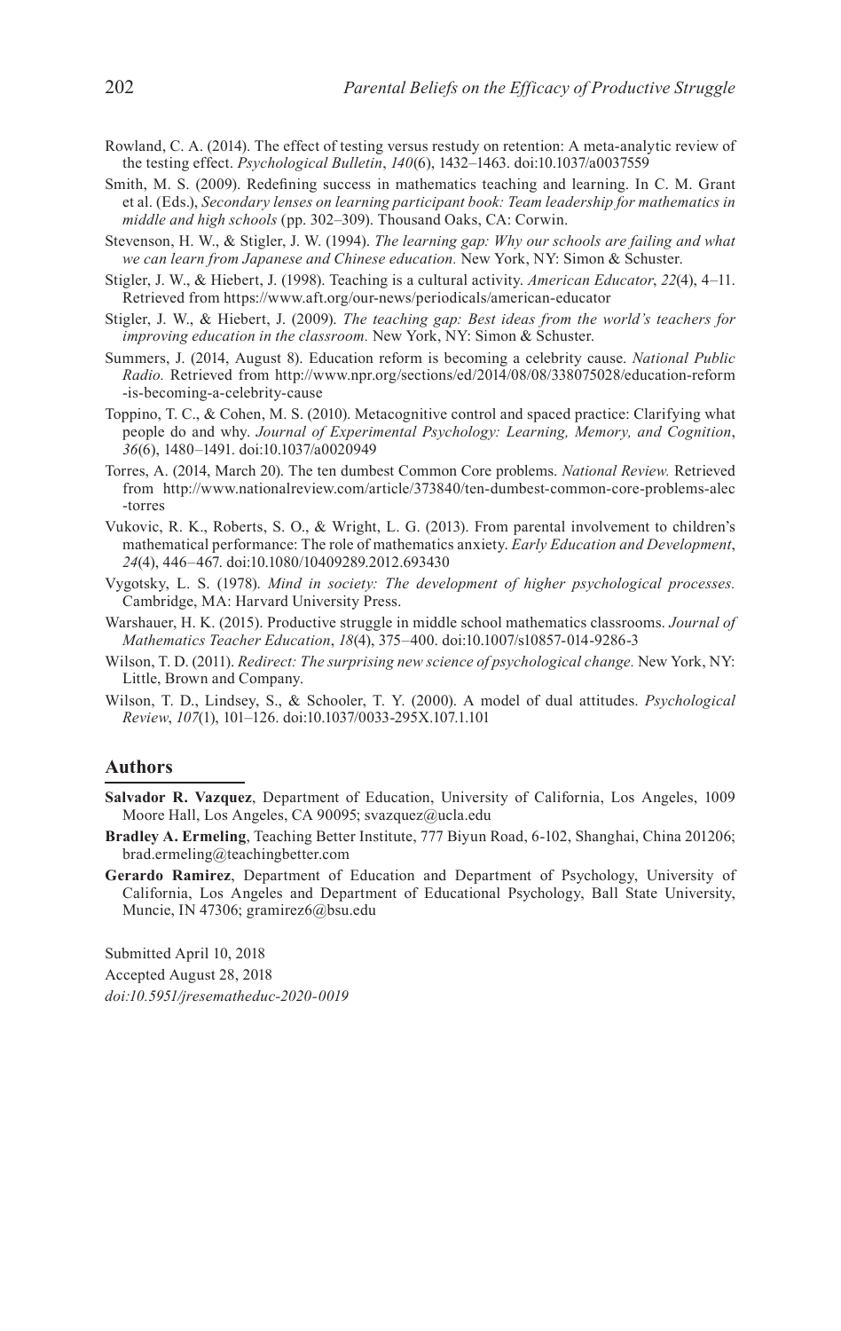Rowland, C. A. (2014). The effect of testing versus restudy on retention: A meta-analytic review of the testing effect. *Psychological Bulletin*, *140*(6), 1432–1463. doi:10.1037/a0037559

Smith, M. S. (2009). Redefining success in mathematics teaching and learning. In C. M. Grant et al. (Eds.), *Secondary lenses on learning participant book: Team leadership for mathematics in middle and high schools* (pp. 302–309). Thousand Oaks, CA: Corwin.

Stevenson, H. W., & Stigler, J. W. (1994). *The learning gap: Why our schools are failing and what we can learn from Japanese and Chinese education.* New York, NY: Simon & Schuster.

Stigler, J. W., & Hiebert, J. (1998). Teaching is a cultural activity. *American Educator*, *22*(4), 4–11. Retrieved from https://www.aft.org/our-news/periodicals/american-educator

Stigler, J. W., & Hiebert, J. (2009). *The teaching gap: Best ideas from the world's teachers for improving education in the classroom.* New York, NY: Simon & Schuster.

Summers, J. (2014, August 8). Education reform is becoming a celebrity cause. *National Public Radio.* Retrieved from http://www.npr.org/sections/ed/2014/08/08/338075028/education-reform-is-becoming-a-celebrity-cause

Toppino, T. C., & Cohen, M. S. (2010). Metacognitive control and spaced practice: Clarifying what people do and why. *Journal of Experimental Psychology: Learning, Memory, and Cognition*, *36*(6), 1480–1491. doi:10.1037/a0020949

Torres, A. (2014, March 20). The ten dumbest Common Core problems. *National Review.* Retrieved from http://www.nationalreview.com/article/373840/ten-dumbest-common-core-problems-alec-torres

Vukovic, R. K., Roberts, S. O., & Wright, L. G. (2013). From parental involvement to children's mathematical performance: The role of mathematics anxiety. *Early Education and Development*, *24*(4), 446–467. doi:10.1080/10409289.2012.693430

Vygotsky, L. S. (1978). *Mind in society: The development of higher psychological processes.* Cambridge, MA: Harvard University Press.

Warshauer, H. K. (2015). Productive struggle in middle school mathematics classrooms. *Journal of Mathematics Teacher Education*, *18*(4), 375–400. doi:10.1007/s10857-014-9286-3

Wilson, T. D. (2011). *Redirect: The surprising new science of psychological change.* New York, NY: Little, Brown and Company.

Wilson, T. D., Lindsey, S., & Schooler, T. Y. (2000). A model of dual attitudes. *Psychological Review*, *107*(1), 101–126. doi:10.1037/0033-295X.107.1.101

## Authors

**Salvador R. Vazquez**, Department of Education, University of California, Los Angeles, 1009 Moore Hall, Los Angeles, CA 90095; svazquez@ucla.edu

**Bradley A. Ermeling**, Teaching Better Institute, 777 Biyun Road, 6-102, Shanghai, China 201206; brad.ermeling@teachingbetter.com

**Gerardo Ramirez**, Department of Education and Department of Psychology, University of California, Los Angeles and Department of Educational Psychology, Ball State University, Muncie, IN 47306; gramirez6@bsu.edu

Submitted April 10, 2018

Accepted August 28, 2018

*doi:10.5951/jresematheduc-2020-0019*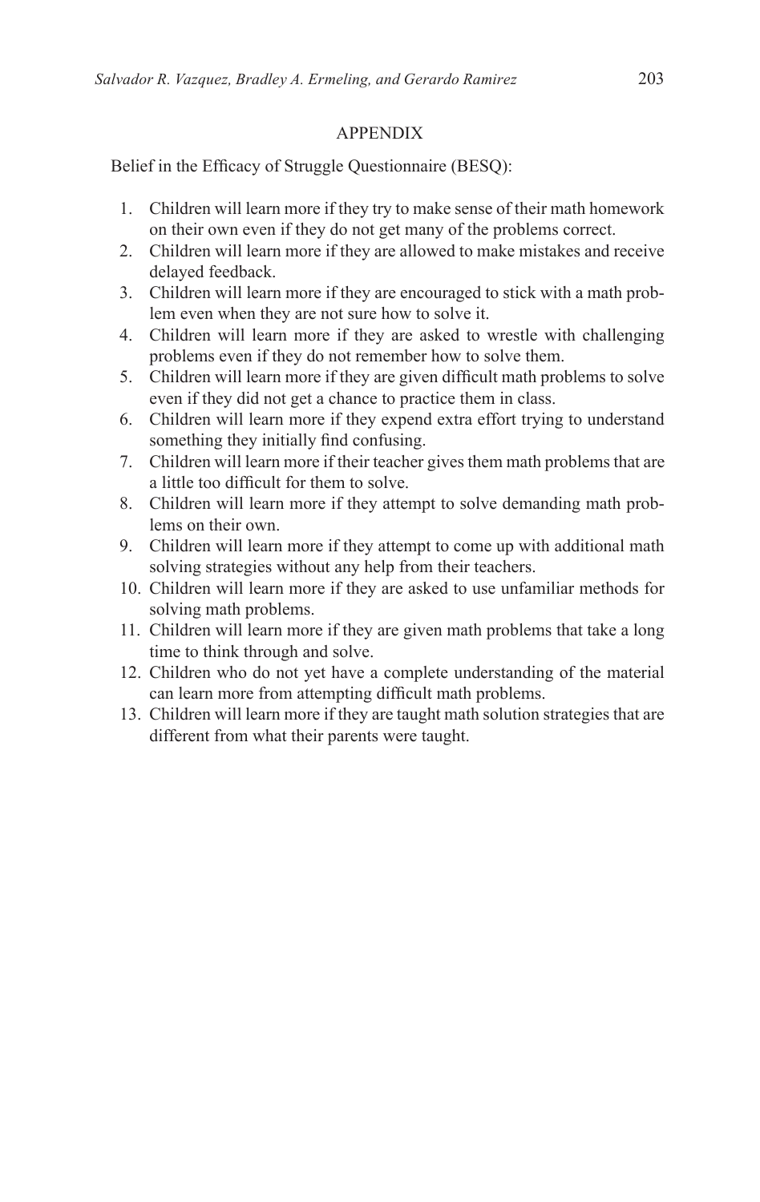## APPENDIX

Belief in the Efficacy of Struggle Questionnaire (BESQ):

1. Children will learn more if they try to make sense of their math homework on their own even if they do not get many of the problems correct.
2. Children will learn more if they are allowed to make mistakes and receive delayed feedback.
3. Children will learn more if they are encouraged to stick with a math problem even when they are not sure how to solve it.
4. Children will learn more if they are asked to wrestle with challenging problems even if they do not remember how to solve them.
5. Children will learn more if they are given difficult math problems to solve even if they did not get a chance to practice them in class.
6. Children will learn more if they expend extra effort trying to understand something they initially find confusing.
7. Children will learn more if their teacher gives them math problems that are a little too difficult for them to solve.
8. Children will learn more if they attempt to solve demanding math problems on their own.
9. Children will learn more if they attempt to come up with additional math solving strategies without any help from their teachers.
10. Children will learn more if they are asked to use unfamiliar methods for solving math problems.
11. Children will learn more if they are given math problems that take a long time to think through and solve.
12. Children who do not yet have a complete understanding of the material can learn more from attempting difficult math problems.
13. Children will learn more if they are taught math solution strategies that are different from what their parents were taught.